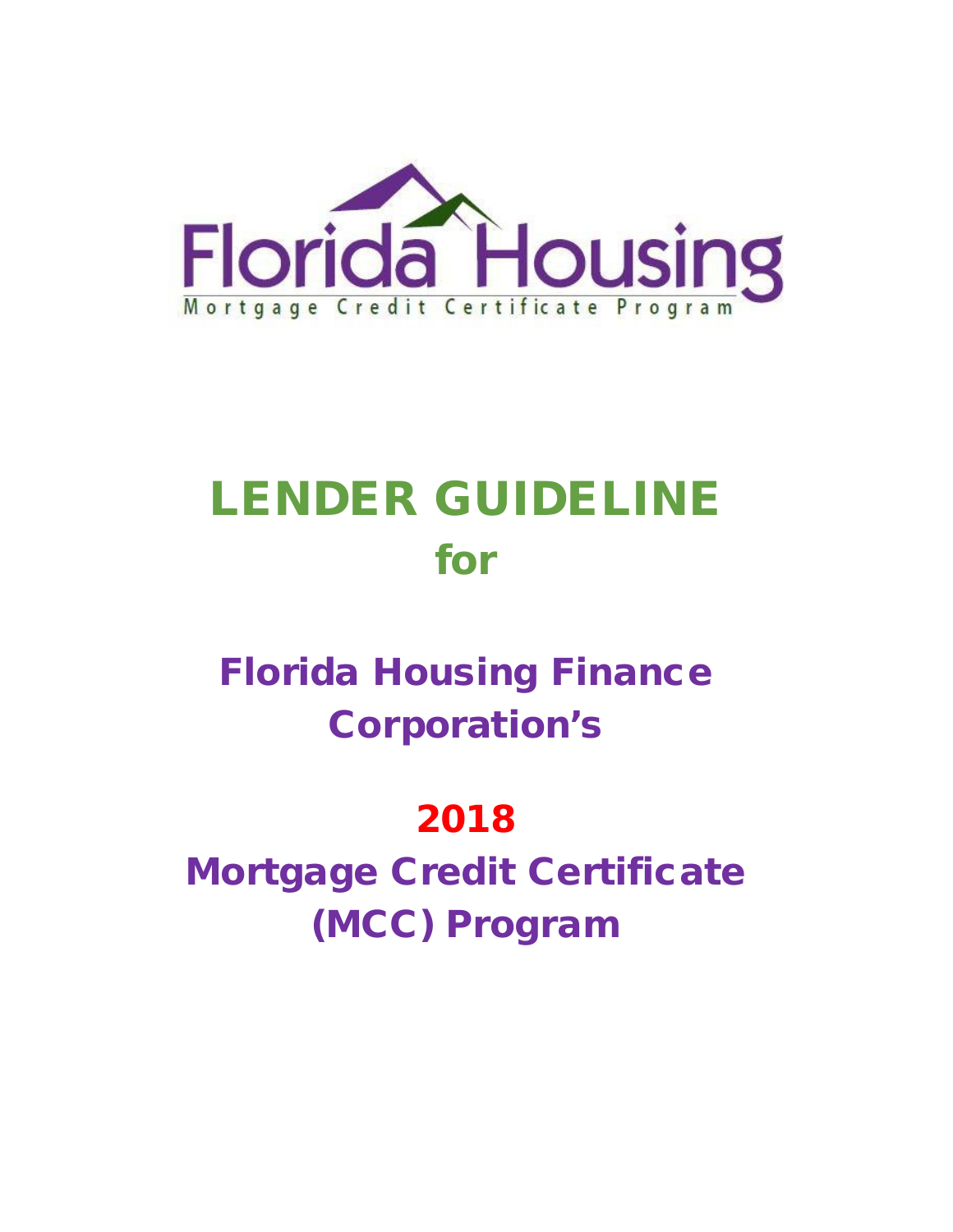Florida Housing

Mortgage Credit Certificate Program

# LENDER GUIDELINE

## for

## Florida Housing Finance Corporation's

## 2018

## Mortgage Credit Certificate (MCC) Program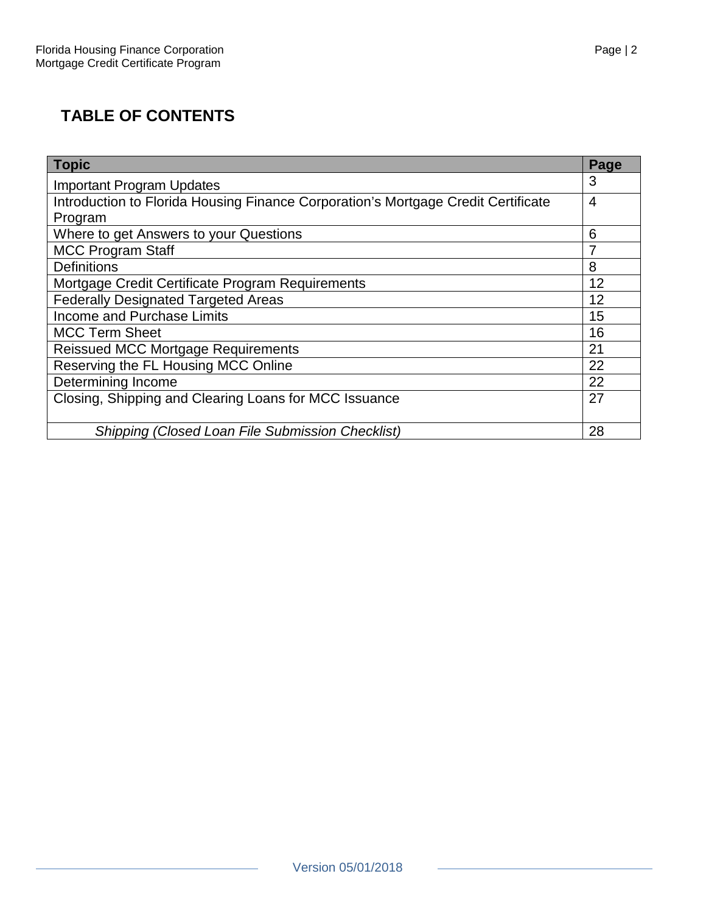## TABLE OF CONTENTS

| Topic | Page |
|---|---|
| Important Program Updates | 3 |
| Introduction to Florida Housing Finance Corporation's Mortgage Credit Certificate Program | 4 |
| Where to get Answers to your Questions | 6 |
| MCC Program Staff | 7 |
| Definitions | 8 |
| Mortgage Credit Certificate Program Requirements | 12 |
| Federally Designated Targeted Areas | 12 |
| Income and Purchase Limits | 15 |
| MCC Term Sheet | 16 |
| Reissued MCC Mortgage Requirements | 21 |
| Reserving the FL Housing MCC Online | 22 |
| Determining Income | 22 |
| Closing, Shipping and Clearing Loans for MCC Issuance | 27 |
| *Shipping (Closed Loan File Submission Checklist)* | 28 |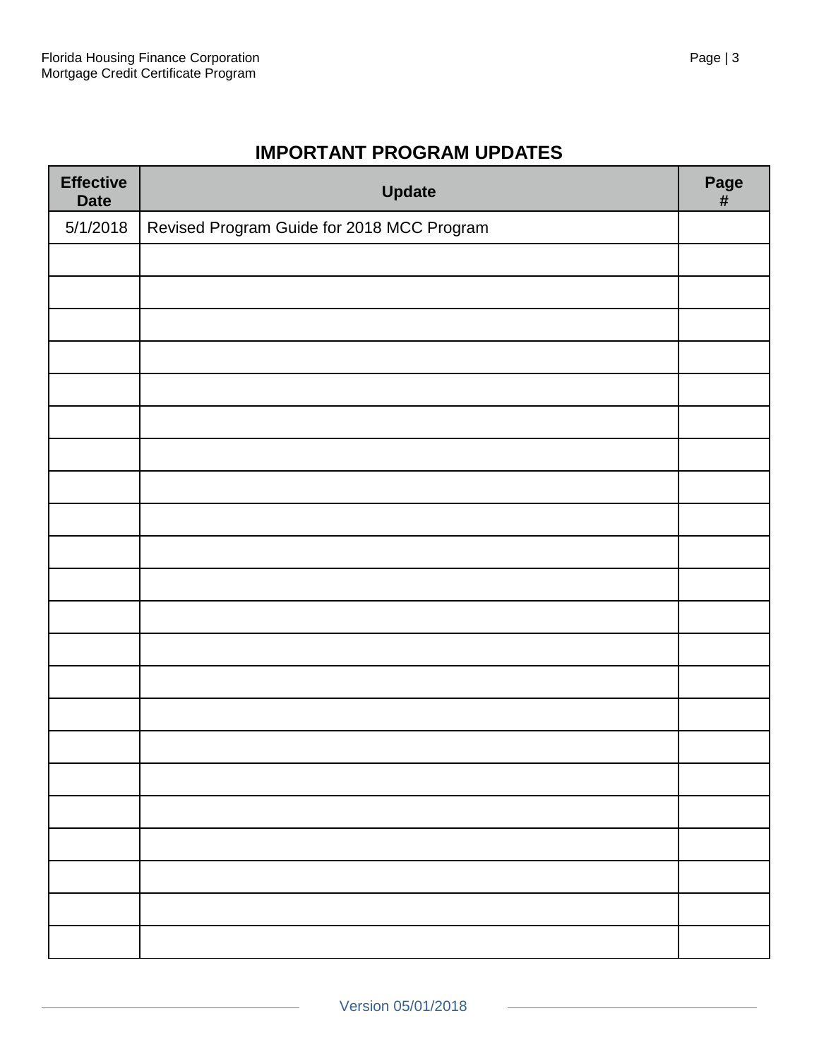## IMPORTANT PROGRAM UPDATES

| Effective Date | Update | Page # |
|---|---|---|
| 5/1/2018 | Revised Program Guide for 2018 MCC Program | |
| | | |
| | | |
| | | |
| | | |
| | | |
| | | |
| | | |
| | | |
| | | |
| | | |
| | | |
| | | |
| | | |
| | | |
| | | |
| | | |
| | | |
| | | |
| | | |
| | | |
| | | |
| | | |
| | | |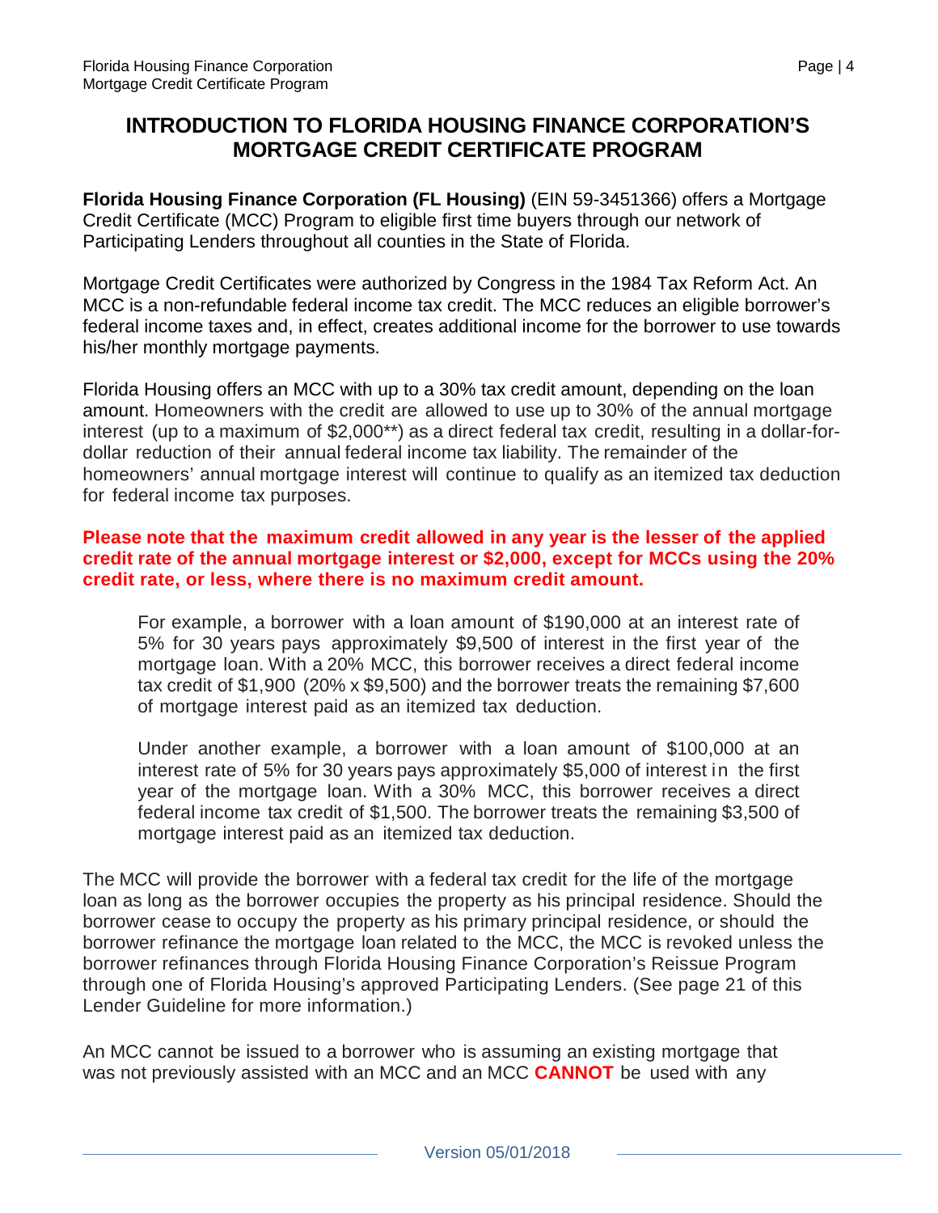# INTRODUCTION TO FLORIDA HOUSING FINANCE CORPORATION'S MORTGAGE CREDIT CERTIFICATE PROGRAM

**Florida Housing Finance Corporation (FL Housing)** (EIN 59-3451366) offers a Mortgage Credit Certificate (MCC) Program to eligible first time buyers through our network of Participating Lenders throughout all counties in the State of Florida.

Mortgage Credit Certificates were authorized by Congress in the 1984 Tax Reform Act. An MCC is a non-refundable federal income tax credit. The MCC reduces an eligible borrower's federal income taxes and, in effect, creates additional income for the borrower to use towards his/her monthly mortgage payments.

Florida Housing offers an MCC with up to a 30% tax credit amount, depending on the loan amount. Homeowners with the credit are allowed to use up to 30% of the annual mortgage interest (up to a maximum of $2,000**) as a direct federal tax credit, resulting in a dollar-for-dollar reduction of their annual federal income tax liability. The remainder of the homeowners' annual mortgage interest will continue to qualify as an itemized tax deduction for federal income tax purposes.

**Please note that the maximum credit allowed in any year is the lesser of the applied credit rate of the annual mortgage interest or $2,000, except for MCCs using the 20% credit rate, or less, where there is no maximum credit amount.**

> For example, a borrower with a loan amount of $190,000 at an interest rate of 5% for 30 years pays approximately $9,500 of interest in the first year of the mortgage loan. With a 20% MCC, this borrower receives a direct federal income tax credit of $1,900 (20% x $9,500) and the borrower treats the remaining $7,600 of mortgage interest paid as an itemized tax deduction.
>
> Under another example, a borrower with a loan amount of $100,000 at an interest rate of 5% for 30 years pays approximately $5,000 of interest in the first year of the mortgage loan. With a 30% MCC, this borrower receives a direct federal income tax credit of $1,500. The borrower treats the remaining $3,500 of mortgage interest paid as an itemized tax deduction.

The MCC will provide the borrower with a federal tax credit for the life of the mortgage loan as long as the borrower occupies the property as his principal residence. Should the borrower cease to occupy the property as his primary principal residence, or should the borrower refinance the mortgage loan related to the MCC, the MCC is revoked unless the borrower refinances through Florida Housing Finance Corporation's Reissue Program through one of Florida Housing's approved Participating Lenders. (See page 21 of this Lender Guideline for more information.)

An MCC cannot be issued to a borrower who is assuming an existing mortgage that was not previously assisted with an MCC and an MCC **CANNOT** be used with any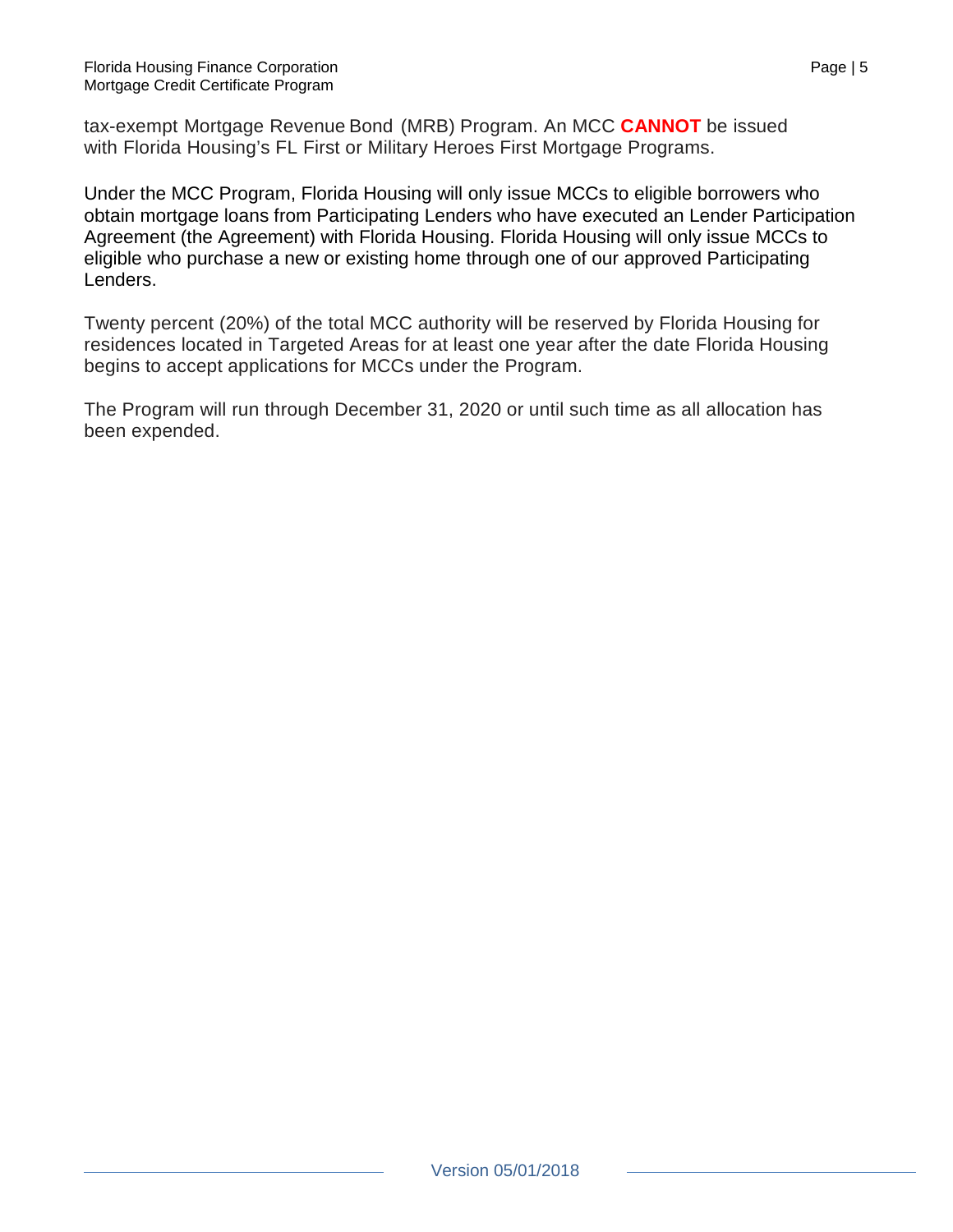tax-exempt Mortgage Revenue Bond (MRB) Program. An MCC **CANNOT** be issued with Florida Housing's FL First or Military Heroes First Mortgage Programs.

Under the MCC Program, Florida Housing will only issue MCCs to eligible borrowers who obtain mortgage loans from Participating Lenders who have executed an Lender Participation Agreement (the Agreement) with Florida Housing. Florida Housing will only issue MCCs to eligible who purchase a new or existing home through one of our approved Participating Lenders.

Twenty percent (20%) of the total MCC authority will be reserved by Florida Housing for residences located in Targeted Areas for at least one year after the date Florida Housing begins to accept applications for MCCs under the Program.

The Program will run through December 31, 2020 or until such time as all allocation has been expended.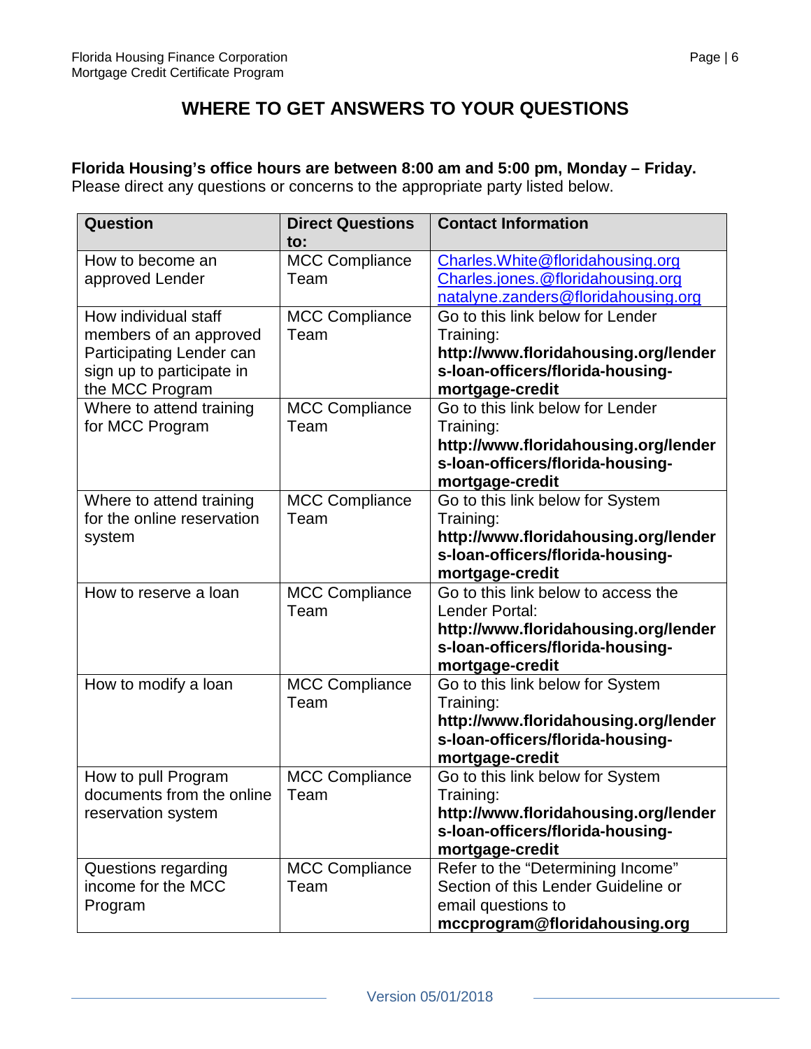# WHERE TO GET ANSWERS TO YOUR QUESTIONS

**Florida Housing's office hours are between 8:00 am and 5:00 pm, Monday – Friday.**
Please direct any questions or concerns to the appropriate party listed below.

| Question | Direct Questions to: | Contact Information |
|---|---|---|
| How to become an approved Lender | MCC Compliance Team | Charles.White@floridahousing.org<br>Charles.jones.@floridahousing.org<br>natalyne.zanders@floridahousing.org |
| How individual staff members of an approved Participating Lender can sign up to participate in the MCC Program | MCC Compliance Team | Go to this link below for Lender Training: **http://www.floridahousing.org/lenders-loan-officers/florida-housing-mortgage-credit** |
| Where to attend training for MCC Program | MCC Compliance Team | Go to this link below for Lender Training: **http://www.floridahousing.org/lenders-loan-officers/florida-housing-mortgage-credit** |
| Where to attend training for the online reservation system | MCC Compliance Team | Go to this link below for System Training: **http://www.floridahousing.org/lenders-loan-officers/florida-housing-mortgage-credit** |
| How to reserve a loan | MCC Compliance Team | Go to this link below to access the Lender Portal: **http://www.floridahousing.org/lenders-loan-officers/florida-housing-mortgage-credit** |
| How to modify a loan | MCC Compliance Team | Go to this link below for System Training: **http://www.floridahousing.org/lenders-loan-officers/florida-housing-mortgage-credit** |
| How to pull Program documents from the online reservation system | MCC Compliance Team | Go to this link below for System Training: **http://www.floridahousing.org/lenders-loan-officers/florida-housing-mortgage-credit** |
| Questions regarding income for the MCC Program | MCC Compliance Team | Refer to the "Determining Income" Section of this Lender Guideline or email questions to **mccprogram@floridahousing.org** |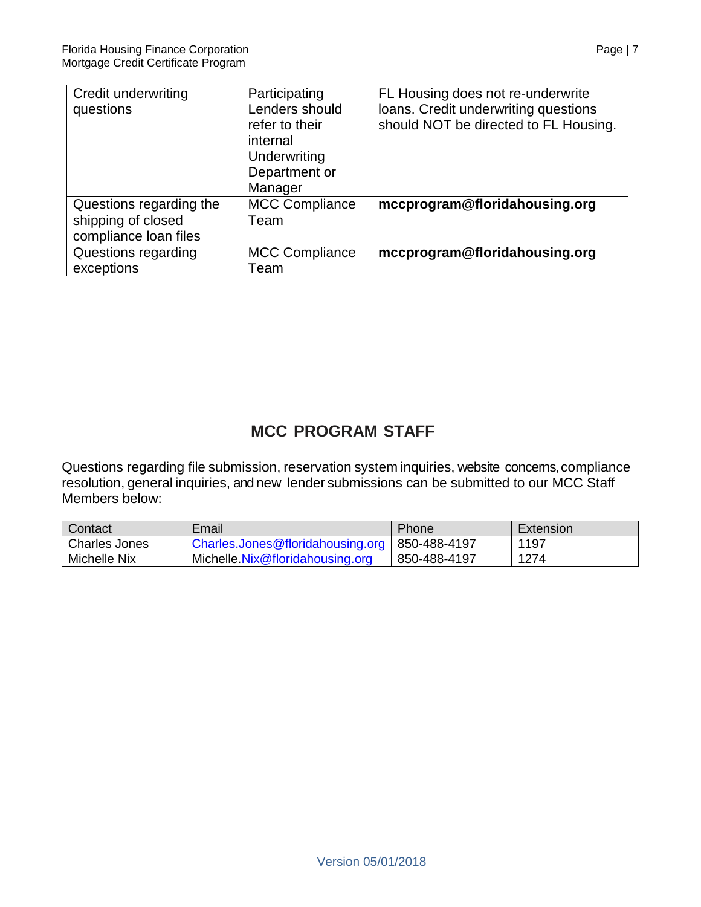| | | |
|---|---|---|
| Credit underwriting questions | Participating Lenders should refer to their internal Underwriting Department or Manager | FL Housing does not re-underwrite loans. Credit underwriting questions should NOT be directed to FL Housing. |
| Questions regarding the shipping of closed compliance loan files | MCC Compliance Team | **mccprogram@floridahousing.org** |
| Questions regarding exceptions | MCC Compliance Team | **mccprogram@floridahousing.org** |

## MCC PROGRAM STAFF

Questions regarding file submission, reservation system inquiries, website concerns, compliance resolution, general inquiries, and new lender submissions can be submitted to our MCC Staff Members below:

| Contact | Email | Phone | Extension |
|---|---|---|---|
| Charles Jones | Charles.Jones@floridahousing.org | 850-488-4197 | 1197 |
| Michelle Nix | Michelle.Nix@floridahousing.org | 850-488-4197 | 1274 |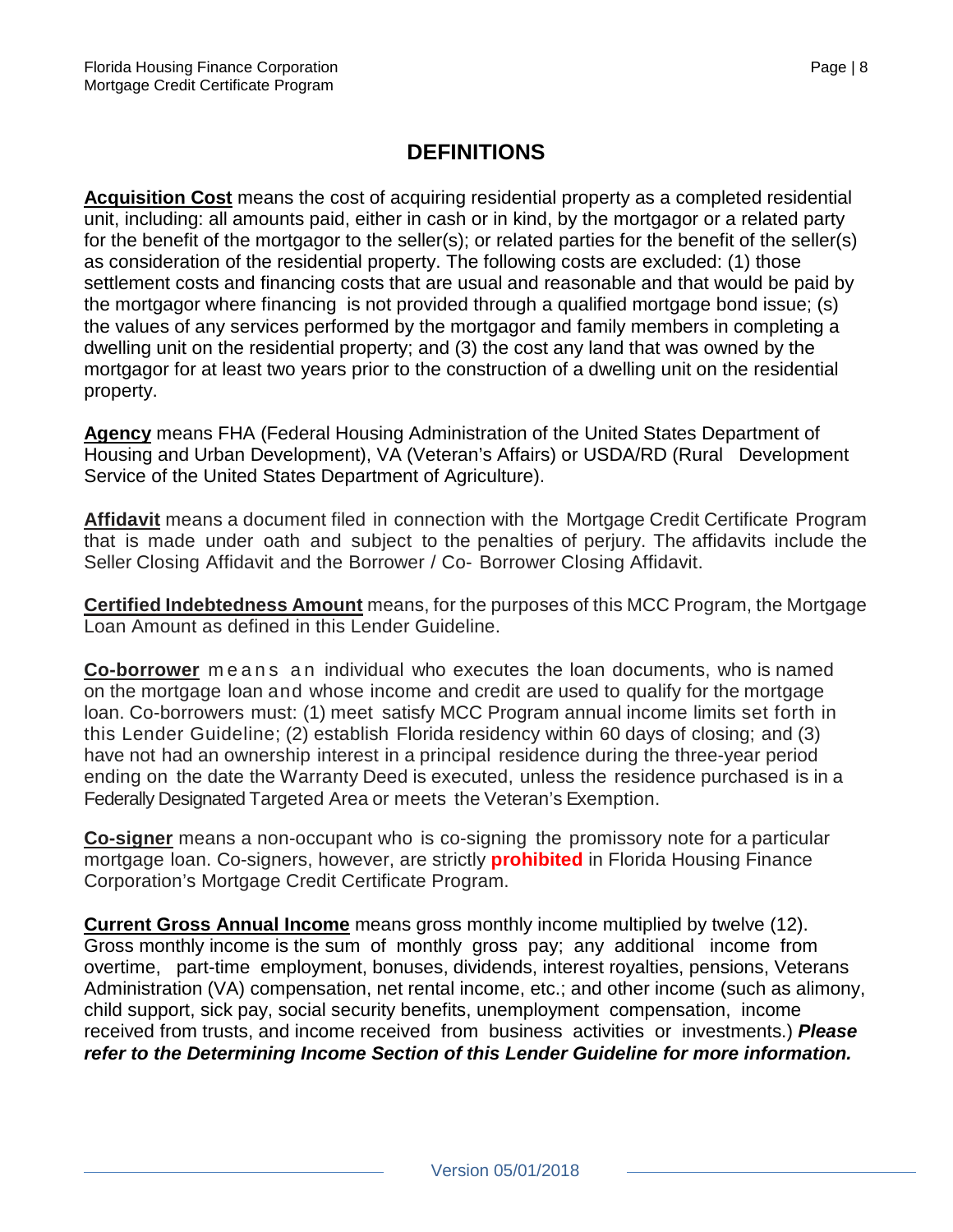# DEFINITIONS

**Acquisition Cost** means the cost of acquiring residential property as a completed residential unit, including: all amounts paid, either in cash or in kind, by the mortgagor or a related party for the benefit of the mortgagor to the seller(s); or related parties for the benefit of the seller(s) as consideration of the residential property. The following costs are excluded: (1) those settlement costs and financing costs that are usual and reasonable and that would be paid by the mortgagor where financing is not provided through a qualified mortgage bond issue; (s) the values of any services performed by the mortgagor and family members in completing a dwelling unit on the residential property; and (3) the cost any land that was owned by the mortgagor for at least two years prior to the construction of a dwelling unit on the residential property.

**Agency** means FHA (Federal Housing Administration of the United States Department of Housing and Urban Development), VA (Veteran's Affairs) or USDA/RD (Rural Development Service of the United States Department of Agriculture).

**Affidavit** means a document filed in connection with the Mortgage Credit Certificate Program that is made under oath and subject to the penalties of perjury. The affidavits include the Seller Closing Affidavit and the Borrower / Co- Borrower Closing Affidavit.

**Certified Indebtedness Amount** means, for the purposes of this MCC Program, the Mortgage Loan Amount as defined in this Lender Guideline.

**Co-borrower** means an individual who executes the loan documents, who is named on the mortgage loan and whose income and credit are used to qualify for the mortgage loan. Co-borrowers must: (1) meet satisfy MCC Program annual income limits set forth in this Lender Guideline; (2) establish Florida residency within 60 days of closing; and (3) have not had an ownership interest in a principal residence during the three-year period ending on the date the Warranty Deed is executed, unless the residence purchased is in a Federally Designated Targeted Area or meets the Veteran's Exemption.

**Co-signer** means a non-occupant who is co-signing the promissory note for a particular mortgage loan. Co-signers, however, are strictly **prohibited** in Florida Housing Finance Corporation's Mortgage Credit Certificate Program.

**Current Gross Annual Income** means gross monthly income multiplied by twelve (12). Gross monthly income is the sum of monthly gross pay; any additional income from overtime, part-time employment, bonuses, dividends, interest royalties, pensions, Veterans Administration (VA) compensation, net rental income, etc.; and other income (such as alimony, child support, sick pay, social security benefits, unemployment compensation, income received from trusts, and income received from business activities or investments.) ***Please refer to the Determining Income Section of this Lender Guideline for more information.***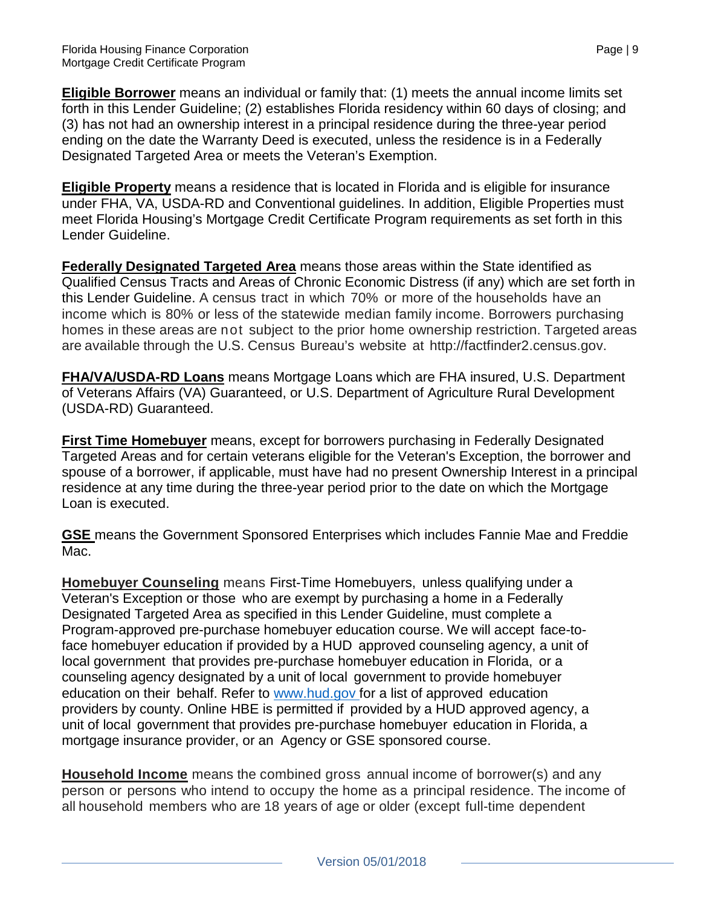**Eligible Borrower** means an individual or family that: (1) meets the annual income limits set forth in this Lender Guideline; (2) establishes Florida residency within 60 days of closing; and (3) has not had an ownership interest in a principal residence during the three-year period ending on the date the Warranty Deed is executed, unless the residence is in a Federally Designated Targeted Area or meets the Veteran's Exemption.

**Eligible Property** means a residence that is located in Florida and is eligible for insurance under FHA, VA, USDA-RD and Conventional guidelines. In addition, Eligible Properties must meet Florida Housing's Mortgage Credit Certificate Program requirements as set forth in this Lender Guideline.

**Federally Designated Targeted Area** means those areas within the State identified as Qualified Census Tracts and Areas of Chronic Economic Distress (if any) which are set forth in this Lender Guideline. A census tract in which 70% or more of the households have an income which is 80% or less of the statewide median family income. Borrowers purchasing homes in these areas are not subject to the prior home ownership restriction. Targeted areas are available through the U.S. Census Bureau's website at http://factfinder2.census.gov.

**FHA/VA/USDA-RD Loans** means Mortgage Loans which are FHA insured, U.S. Department of Veterans Affairs (VA) Guaranteed, or U.S. Department of Agriculture Rural Development (USDA-RD) Guaranteed.

**First Time Homebuyer** means, except for borrowers purchasing in Federally Designated Targeted Areas and for certain veterans eligible for the Veteran's Exception, the borrower and spouse of a borrower, if applicable, must have had no present Ownership Interest in a principal residence at any time during the three-year period prior to the date on which the Mortgage Loan is executed.

**GSE** means the Government Sponsored Enterprises which includes Fannie Mae and Freddie Mac.

**Homebuyer Counseling** means First-Time Homebuyers, unless qualifying under a Veteran's Exception or those who are exempt by purchasing a home in a Federally Designated Targeted Area as specified in this Lender Guideline, must complete a Program-approved pre-purchase homebuyer education course. We will accept face-to-face homebuyer education if provided by a HUD approved counseling agency, a unit of local government that provides pre-purchase homebuyer education in Florida, or a counseling agency designated by a unit of local government to provide homebuyer education on their behalf. Refer to www.hud.gov for a list of approved education providers by county. Online HBE is permitted if provided by a HUD approved agency, a unit of local government that provides pre-purchase homebuyer education in Florida, a mortgage insurance provider, or an Agency or GSE sponsored course.

**Household Income** means the combined gross annual income of borrower(s) and any person or persons who intend to occupy the home as a principal residence. The income of all household members who are 18 years of age or older (except full-time dependent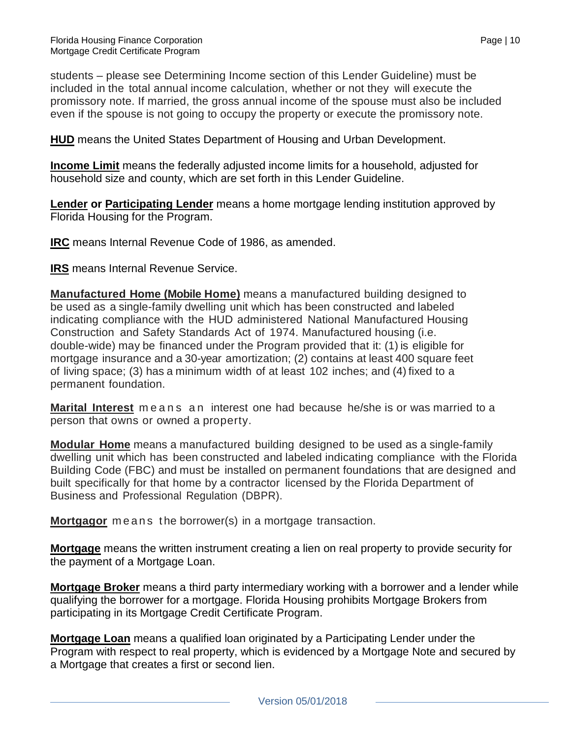students – please see Determining Income section of this Lender Guideline) must be included in the total annual income calculation, whether or not they will execute the promissory note. If married, the gross annual income of the spouse must also be included even if the spouse is not going to occupy the property or execute the promissory note.

**HUD** means the United States Department of Housing and Urban Development.

**Income Limit** means the federally adjusted income limits for a household, adjusted for household size and county, which are set forth in this Lender Guideline.

**Lender or Participating Lender** means a home mortgage lending institution approved by Florida Housing for the Program.

**IRC** means Internal Revenue Code of 1986, as amended.

**IRS** means Internal Revenue Service.

**Manufactured Home (Mobile Home)** means a manufactured building designed to be used as a single-family dwelling unit which has been constructed and labeled indicating compliance with the HUD administered National Manufactured Housing Construction and Safety Standards Act of 1974. Manufactured housing (i.e. double-wide) may be financed under the Program provided that it: (1) is eligible for mortgage insurance and a 30-year amortization; (2) contains at least 400 square feet of living space; (3) has a minimum width of at least 102 inches; and (4) fixed to a permanent foundation.

**Marital Interest** means an interest one had because he/she is or was married to a person that owns or owned a property.

**Modular Home** means a manufactured building designed to be used as a single-family dwelling unit which has been constructed and labeled indicating compliance with the Florida Building Code (FBC) and must be installed on permanent foundations that are designed and built specifically for that home by a contractor licensed by the Florida Department of Business and Professional Regulation (DBPR).

**Mortgagor** means the borrower(s) in a mortgage transaction.

**Mortgage** means the written instrument creating a lien on real property to provide security for the payment of a Mortgage Loan.

**Mortgage Broker** means a third party intermediary working with a borrower and a lender while qualifying the borrower for a mortgage. Florida Housing prohibits Mortgage Brokers from participating in its Mortgage Credit Certificate Program.

**Mortgage Loan** means a qualified loan originated by a Participating Lender under the Program with respect to real property, which is evidenced by a Mortgage Note and secured by a Mortgage that creates a first or second lien.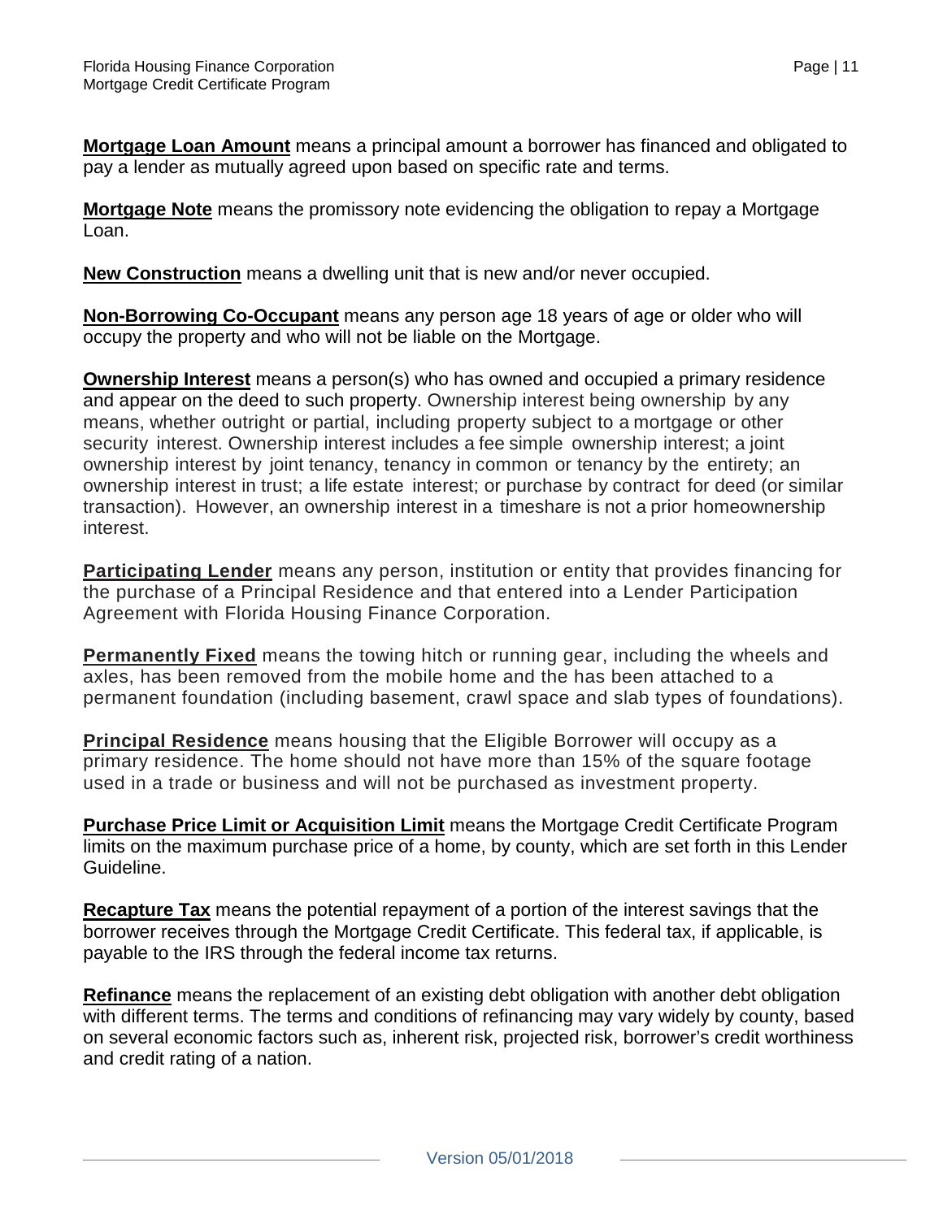**Mortgage Loan Amount** means a principal amount a borrower has financed and obligated to pay a lender as mutually agreed upon based on specific rate and terms.

**Mortgage Note** means the promissory note evidencing the obligation to repay a Mortgage Loan.

**New Construction** means a dwelling unit that is new and/or never occupied.

**Non-Borrowing Co-Occupant** means any person age 18 years of age or older who will occupy the property and who will not be liable on the Mortgage.

**Ownership Interest** means a person(s) who has owned and occupied a primary residence and appear on the deed to such property. Ownership interest being ownership by any means, whether outright or partial, including property subject to a mortgage or other security interest. Ownership interest includes a fee simple ownership interest; a joint ownership interest by joint tenancy, tenancy in common or tenancy by the entirety; an ownership interest in trust; a life estate interest; or purchase by contract for deed (or similar transaction). However, an ownership interest in a timeshare is not a prior homeownership interest.

**Participating Lender** means any person, institution or entity that provides financing for the purchase of a Principal Residence and that entered into a Lender Participation Agreement with Florida Housing Finance Corporation.

**Permanently Fixed** means the towing hitch or running gear, including the wheels and axles, has been removed from the mobile home and the has been attached to a permanent foundation (including basement, crawl space and slab types of foundations).

**Principal Residence** means housing that the Eligible Borrower will occupy as a primary residence. The home should not have more than 15% of the square footage used in a trade or business and will not be purchased as investment property.

**Purchase Price Limit or Acquisition Limit** means the Mortgage Credit Certificate Program limits on the maximum purchase price of a home, by county, which are set forth in this Lender Guideline.

**Recapture Tax** means the potential repayment of a portion of the interest savings that the borrower receives through the Mortgage Credit Certificate. This federal tax, if applicable, is payable to the IRS through the federal income tax returns.

**Refinance** means the replacement of an existing debt obligation with another debt obligation with different terms. The terms and conditions of refinancing may vary widely by county, based on several economic factors such as, inherent risk, projected risk, borrower's credit worthiness and credit rating of a nation.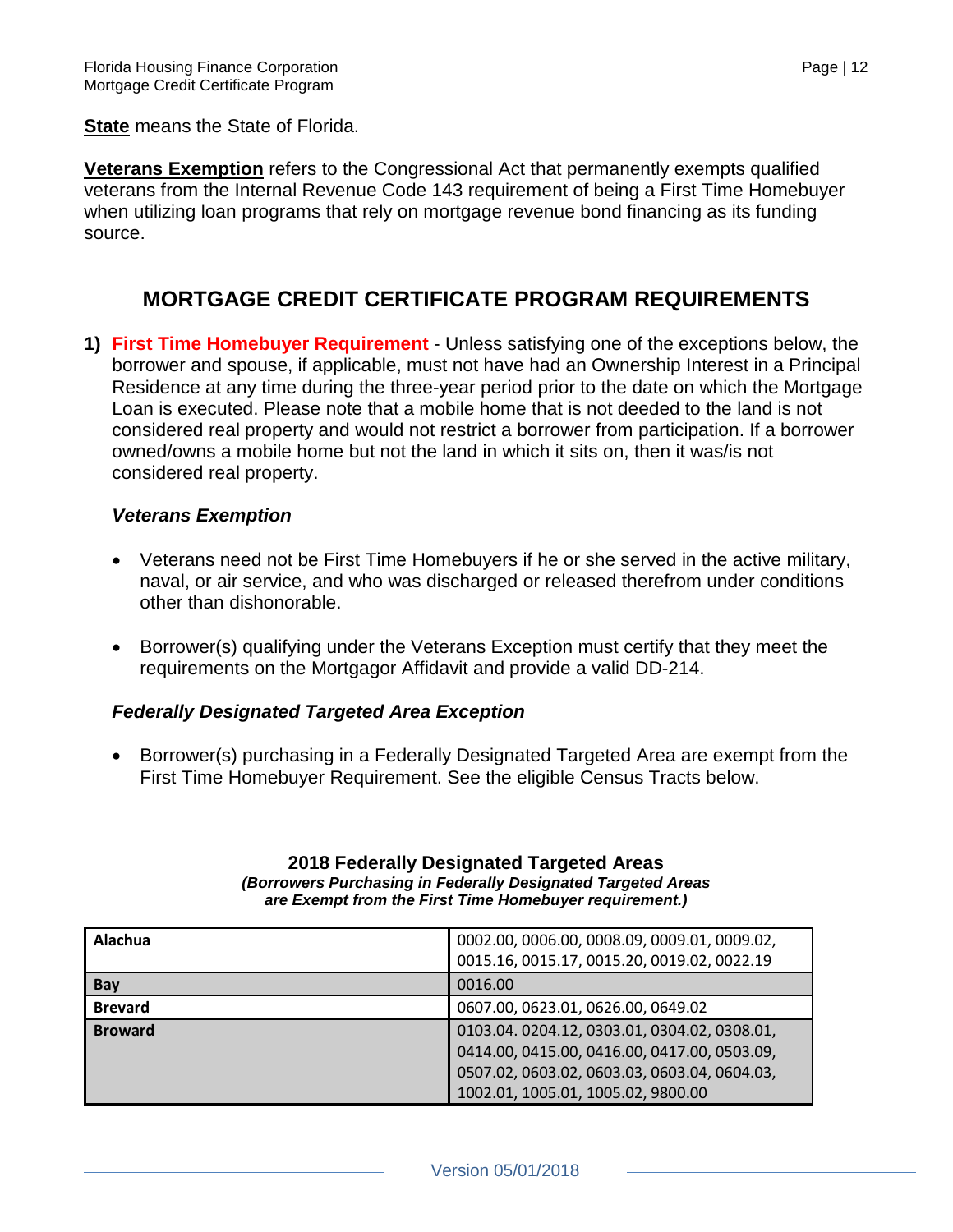**State** means the State of Florida.

**Veterans Exemption** refers to the Congressional Act that permanently exempts qualified veterans from the Internal Revenue Code 143 requirement of being a First Time Homebuyer when utilizing loan programs that rely on mortgage revenue bond financing as its funding source.

## MORTGAGE CREDIT CERTIFICATE PROGRAM REQUIREMENTS

**1) First Time Homebuyer Requirement** - Unless satisfying one of the exceptions below, the borrower and spouse, if applicable, must not have had an Ownership Interest in a Principal Residence at any time during the three-year period prior to the date on which the Mortgage Loan is executed. Please note that a mobile home that is not deeded to the land is not considered real property and would not restrict a borrower from participation. If a borrower owned/owns a mobile home but not the land in which it sits on, then it was/is not considered real property.

***Veterans Exemption***

- Veterans need not be First Time Homebuyers if he or she served in the active military, naval, or air service, and who was discharged or released therefrom under conditions other than dishonorable.
- Borrower(s) qualifying under the Veterans Exception must certify that they meet the requirements on the Mortgagor Affidavit and provide a valid DD-214.

***Federally Designated Targeted Area Exception***

- Borrower(s) purchasing in a Federally Designated Targeted Area are exempt from the First Time Homebuyer Requirement. See the eligible Census Tracts below.

**2018 Federally Designated Targeted Areas**

***(Borrowers Purchasing in Federally Designated Targeted Areas are Exempt from the First Time Homebuyer requirement.)***

| County | Census Tracts |
|---|---|
| **Alachua** | 0002.00, 0006.00, 0008.09, 0009.01, 0009.02, 0015.16, 0015.17, 0015.20, 0019.02, 0022.19 |
| **Bay** | 0016.00 |
| **Brevard** | 0607.00, 0623.01, 0626.00, 0649.02 |
| **Broward** | 0103.04. 0204.12, 0303.01, 0304.02, 0308.01, 0414.00, 0415.00, 0416.00, 0417.00, 0503.09, 0507.02, 0603.02, 0603.03, 0603.04, 0604.03, 1002.01, 1005.01, 1005.02, 9800.00 |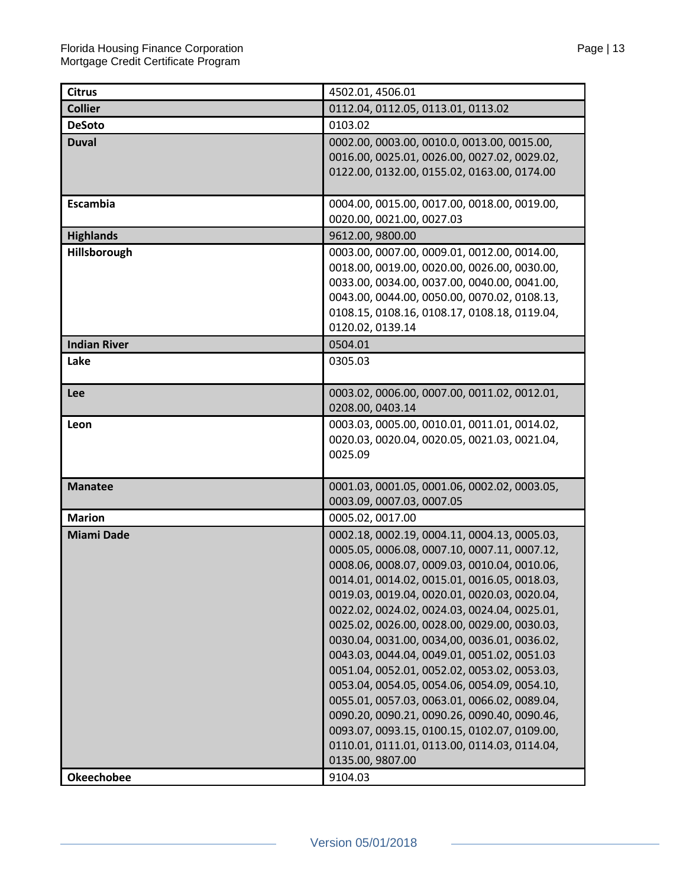| County | Census Tracts |
|---|---|
| **Citrus** | 4502.01, 4506.01 |
| **Collier** | 0112.04, 0112.05, 0113.01, 0113.02 |
| **DeSoto** | 0103.02 |
| **Duval** | 0002.00, 0003.00, 0010.0, 0013.00, 0015.00, 0016.00, 0025.01, 0026.00, 0027.02, 0029.02, 0122.00, 0132.00, 0155.02, 0163.00, 0174.00 |
| **Escambia** | 0004.00, 0015.00, 0017.00, 0018.00, 0019.00, 0020.00, 0021.00, 0027.03 |
| **Highlands** | 9612.00, 9800.00 |
| **Hillsborough** | 0003.00, 0007.00, 0009.01, 0012.00, 0014.00, 0018.00, 0019.00, 0020.00, 0026.00, 0030.00, 0033.00, 0034.00, 0037.00, 0040.00, 0041.00, 0043.00, 0044.00, 0050.00, 0070.02, 0108.13, 0108.15, 0108.16, 0108.17, 0108.18, 0119.04, 0120.02, 0139.14 |
| **Indian River** | 0504.01 |
| **Lake** | 0305.03 |
| **Lee** | 0003.02, 0006.00, 0007.00, 0011.02, 0012.01, 0208.00, 0403.14 |
| **Leon** | 0003.03, 0005.00, 0010.01, 0011.01, 0014.02, 0020.03, 0020.04, 0020.05, 0021.03, 0021.04, 0025.09 |
| **Manatee** | 0001.03, 0001.05, 0001.06, 0002.02, 0003.05, 0003.09, 0007.03, 0007.05 |
| **Marion** | 0005.02, 0017.00 |
| **Miami Dade** | 0002.18, 0002.19, 0004.11, 0004.13, 0005.03, 0005.05, 0006.08, 0007.10, 0007.11, 0007.12, 0008.06, 0008.07, 0009.03, 0010.04, 0010.06, 0014.01, 0014.02, 0015.01, 0016.05, 0018.03, 0019.03, 0019.04, 0020.01, 0020.03, 0020.04, 0022.02, 0024.02, 0024.03, 0024.04, 0025.01, 0025.02, 0026.00, 0028.00, 0029.00, 0030.03, 0030.04, 0031.00, 0034,00, 0036.01, 0036.02, 0043.03, 0044.04, 0049.01, 0051.02, 0051.03 0051.04, 0052.01, 0052.02, 0053.02, 0053.03, 0053.04, 0054.05, 0054.06, 0054.09, 0054.10, 0055.01, 0057.03, 0063.01, 0066.02, 0089.04, 0090.20, 0090.21, 0090.26, 0090.40, 0090.46, 0093.07, 0093.15, 0100.15, 0102.07, 0109.00, 0110.01, 0111.01, 0113.00, 0114.03, 0114.04, 0135.00, 9807.00 |
| **Okeechobee** | 9104.03 |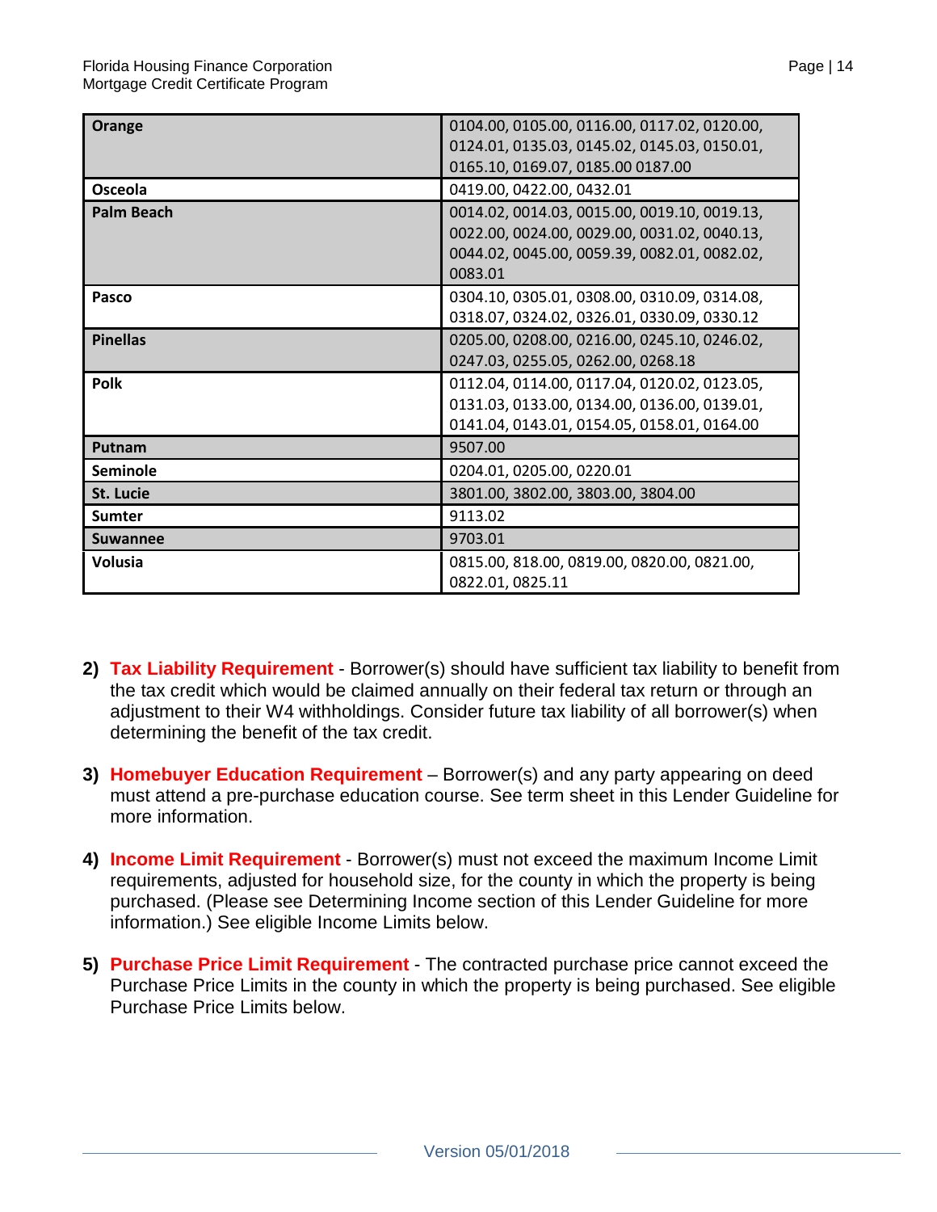| Orange | 0104.00, 0105.00, 0116.00, 0117.02, 0120.00, 0124.01, 0135.03, 0145.02, 0145.03, 0150.01, 0165.10, 0169.07, 0185.00 0187.00 |
|---|---|
| Osceola | 0419.00, 0422.00, 0432.01 |
| Palm Beach | 0014.02, 0014.03, 0015.00, 0019.10, 0019.13, 0022.00, 0024.00, 0029.00, 0031.02, 0040.13, 0044.02, 0045.00, 0059.39, 0082.01, 0082.02, 0083.01 |
| Pasco | 0304.10, 0305.01, 0308.00, 0310.09, 0314.08, 0318.07, 0324.02, 0326.01, 0330.09, 0330.12 |
| Pinellas | 0205.00, 0208.00, 0216.00, 0245.10, 0246.02, 0247.03, 0255.05, 0262.00, 0268.18 |
| Polk | 0112.04, 0114.00, 0117.04, 0120.02, 0123.05, 0131.03, 0133.00, 0134.00, 0136.00, 0139.01, 0141.04, 0143.01, 0154.05, 0158.01, 0164.00 |
| Putnam | 9507.00 |
| Seminole | 0204.01, 0205.00, 0220.01 |
| St. Lucie | 3801.00, 3802.00, 3803.00, 3804.00 |
| Sumter | 9113.02 |
| Suwannee | 9703.01 |
| Volusia | 0815.00, 818.00, 0819.00, 0820.00, 0821.00, 0822.01, 0825.11 |

2) **Tax Liability Requirement** - Borrower(s) should have sufficient tax liability to benefit from the tax credit which would be claimed annually on their federal tax return or through an adjustment to their W4 withholdings. Consider future tax liability of all borrower(s) when determining the benefit of the tax credit.

3) **Homebuyer Education Requirement** – Borrower(s) and any party appearing on deed must attend a pre-purchase education course. See term sheet in this Lender Guideline for more information.

4) **Income Limit Requirement** - Borrower(s) must not exceed the maximum Income Limit requirements, adjusted for household size, for the county in which the property is being purchased. (Please see Determining Income section of this Lender Guideline for more information.) See eligible Income Limits below.

5) **Purchase Price Limit Requirement** - The contracted purchase price cannot exceed the Purchase Price Limits in the county in which the property is being purchased. See eligible Purchase Price Limits below.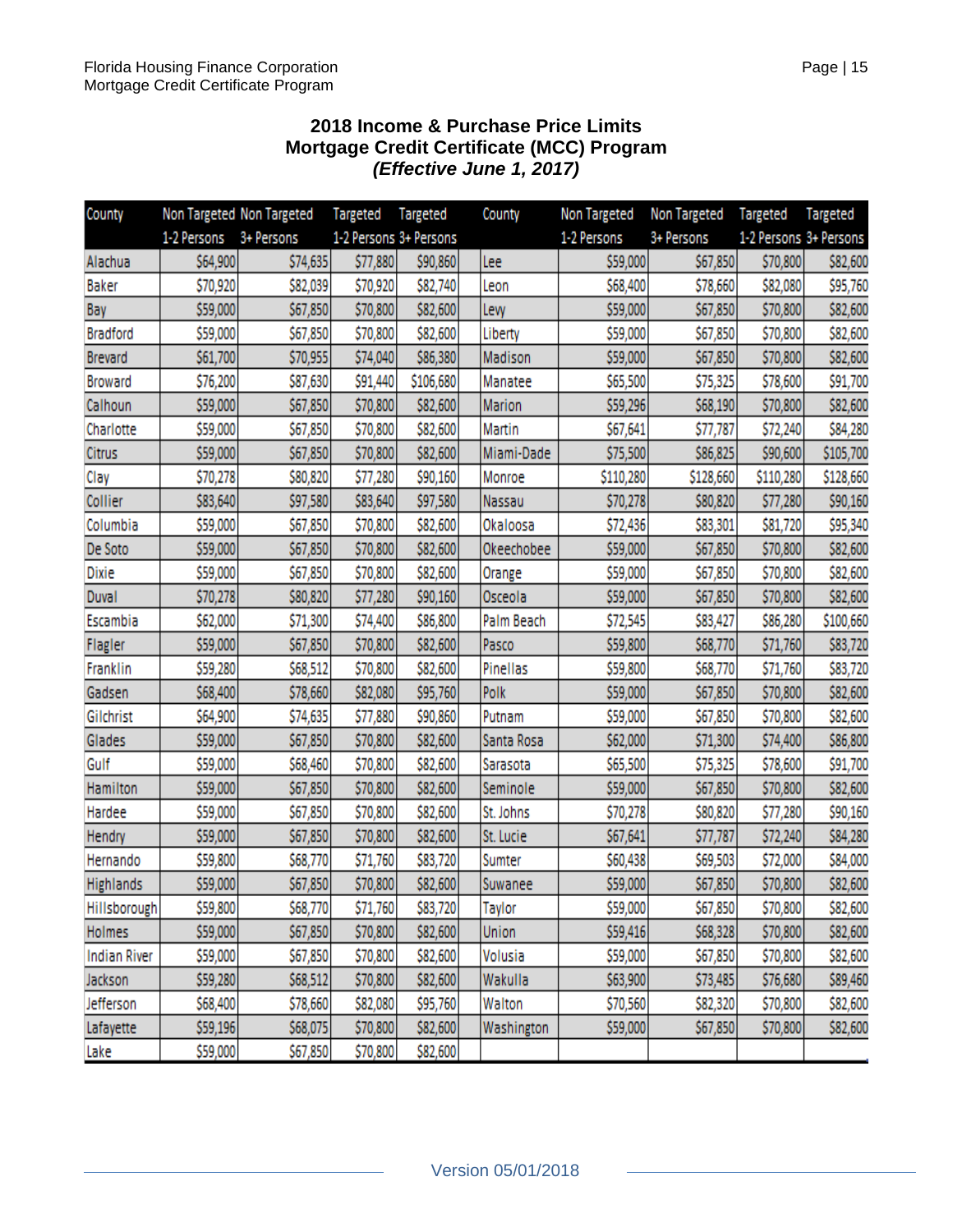## 2018 Income & Purchase Price Limits
## Mortgage Credit Certificate (MCC) Program
### *(Effective June 1, 2017)*

| County | Non Targeted 1-2 Persons | Non Targeted 3+ Persons | Targeted 1-2 Persons | Targeted 3+ Persons | County | Non Targeted 1-2 Persons | Non Targeted 3+ Persons | Targeted 1-2 Persons | Targeted 3+ Persons |
|---|---|---|---|---|---|---|---|---|---|
| Alachua | $64,900 | $74,635 | $77,880 | $90,860 | Lee | $59,000 | $67,850 | $70,800 | $82,600 |
| Baker | $70,920 | $82,039 | $70,920 | $82,740 | Leon | $68,400 | $78,660 | $82,080 | $95,760 |
| Bay | $59,000 | $67,850 | $70,800 | $82,600 | Levy | $59,000 | $67,850 | $70,800 | $82,600 |
| Bradford | $59,000 | $67,850 | $70,800 | $82,600 | Liberty | $59,000 | $67,850 | $70,800 | $82,600 |
| Brevard | $61,700 | $70,955 | $74,040 | $86,380 | Madison | $59,000 | $67,850 | $70,800 | $82,600 |
| Broward | $76,200 | $87,630 | $91,440 | $106,680 | Manatee | $65,500 | $75,325 | $78,600 | $91,700 |
| Calhoun | $59,000 | $67,850 | $70,800 | $82,600 | Marion | $59,296 | $68,190 | $70,800 | $82,600 |
| Charlotte | $59,000 | $67,850 | $70,800 | $82,600 | Martin | $67,641 | $77,787 | $72,240 | $84,280 |
| Citrus | $59,000 | $67,850 | $70,800 | $82,600 | Miami-Dade | $75,500 | $86,825 | $90,600 | $105,700 |
| Clay | $70,278 | $80,820 | $77,280 | $90,160 | Monroe | $110,280 | $128,660 | $110,280 | $128,660 |
| Collier | $83,640 | $97,580 | $83,640 | $97,580 | Nassau | $70,278 | $80,820 | $77,280 | $90,160 |
| Columbia | $59,000 | $67,850 | $70,800 | $82,600 | Okaloosa | $72,436 | $83,301 | $81,720 | $95,340 |
| De Soto | $59,000 | $67,850 | $70,800 | $82,600 | Okeechobee | $59,000 | $67,850 | $70,800 | $82,600 |
| Dixie | $59,000 | $67,850 | $70,800 | $82,600 | Orange | $59,000 | $67,850 | $70,800 | $82,600 |
| Duval | $70,278 | $80,820 | $77,280 | $90,160 | Osceola | $59,000 | $67,850 | $70,800 | $82,600 |
| Escambia | $62,000 | $71,300 | $74,400 | $86,800 | Palm Beach | $72,545 | $83,427 | $86,280 | $100,660 |
| Flagler | $59,000 | $67,850 | $70,800 | $82,600 | Pasco | $59,800 | $68,770 | $71,760 | $83,720 |
| Franklin | $59,280 | $68,512 | $70,800 | $82,600 | Pinellas | $59,800 | $68,770 | $71,760 | $83,720 |
| Gadsen | $68,400 | $78,660 | $82,080 | $95,760 | Polk | $59,000 | $67,850 | $70,800 | $82,600 |
| Gilchrist | $64,900 | $74,635 | $77,880 | $90,860 | Putnam | $59,000 | $67,850 | $70,800 | $82,600 |
| Glades | $59,000 | $67,850 | $70,800 | $82,600 | Santa Rosa | $62,000 | $71,300 | $74,400 | $86,800 |
| Gulf | $59,000 | $68,460 | $70,800 | $82,600 | Sarasota | $65,500 | $75,325 | $78,600 | $91,700 |
| Hamilton | $59,000 | $67,850 | $70,800 | $82,600 | Seminole | $59,000 | $67,850 | $70,800 | $82,600 |
| Hardee | $59,000 | $67,850 | $70,800 | $82,600 | St. Johns | $70,278 | $80,820 | $77,280 | $90,160 |
| Hendry | $59,000 | $67,850 | $70,800 | $82,600 | St. Lucie | $67,641 | $77,787 | $72,240 | $84,280 |
| Hernando | $59,800 | $68,770 | $71,760 | $83,720 | Sumter | $60,438 | $69,503 | $72,000 | $84,000 |
| Highlands | $59,000 | $67,850 | $70,800 | $82,600 | Suwanee | $59,000 | $67,850 | $70,800 | $82,600 |
| Hillsborough | $59,800 | $68,770 | $71,760 | $83,720 | Taylor | $59,000 | $67,850 | $70,800 | $82,600 |
| Holmes | $59,000 | $67,850 | $70,800 | $82,600 | Union | $59,416 | $68,328 | $70,800 | $82,600 |
| Indian River | $59,000 | $67,850 | $70,800 | $82,600 | Volusia | $59,000 | $67,850 | $70,800 | $82,600 |
| Jackson | $59,280 | $68,512 | $70,800 | $82,600 | Wakulla | $63,900 | $73,485 | $76,680 | $89,460 |
| Jefferson | $68,400 | $78,660 | $82,080 | $95,760 | Walton | $70,560 | $82,320 | $70,800 | $82,600 |
| Lafayette | $59,196 | $68,075 | $70,800 | $82,600 | Washington | $59,000 | $67,850 | $70,800 | $82,600 |
| Lake | $59,000 | $67,850 | $70,800 | $82,600 | | | | | |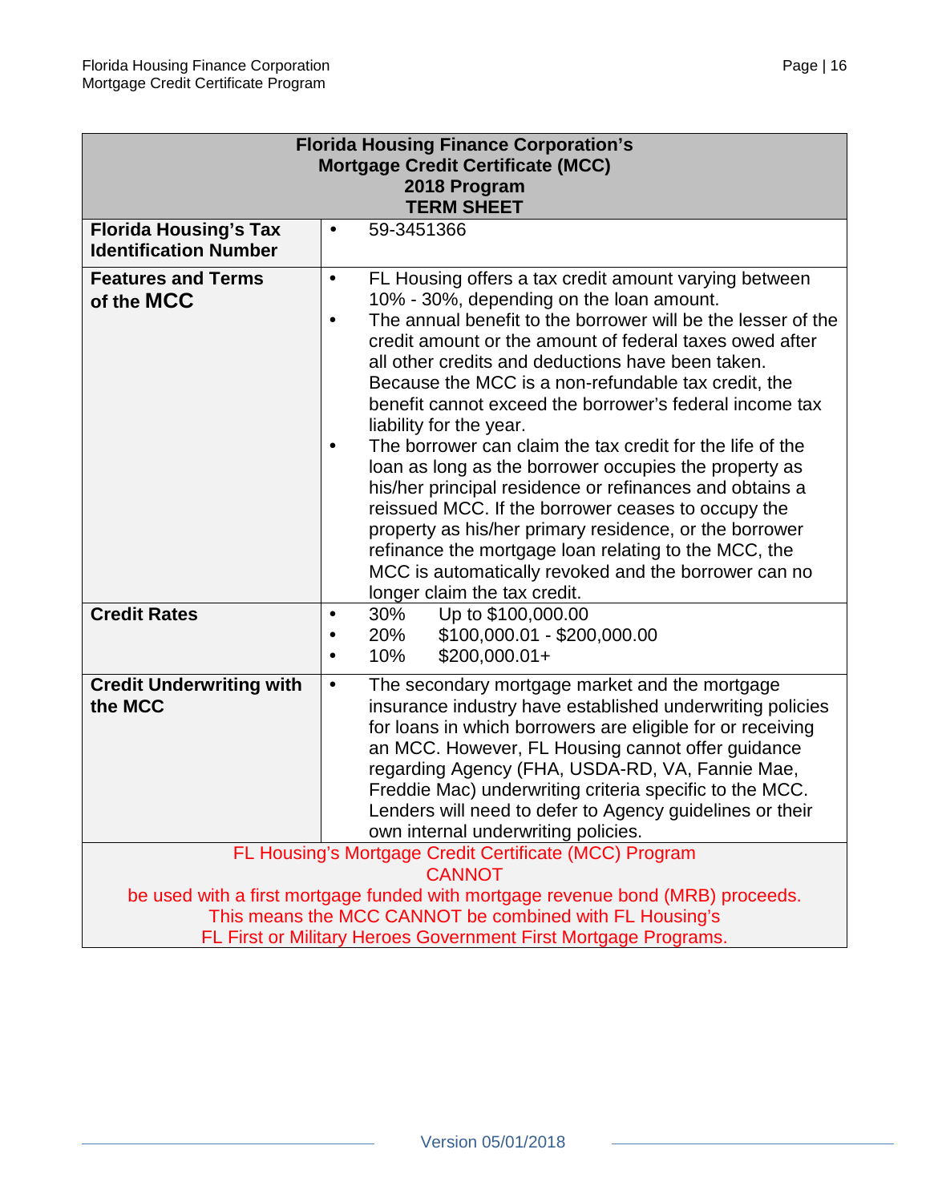| Florida Housing Finance Corporation's Mortgage Credit Certificate (MCC) 2018 Program TERM SHEET | |
|---|---|
| **Florida Housing's Tax Identification Number** | • 59-3451366 |
| **Features and Terms of the MCC** | • FL Housing offers a tax credit amount varying between 10% - 30%, depending on the loan amount.<br>• The annual benefit to the borrower will be the lesser of the credit amount or the amount of federal taxes owed after all other credits and deductions have been taken. Because the MCC is a non-refundable tax credit, the benefit cannot exceed the borrower's federal income tax liability for the year.<br>• The borrower can claim the tax credit for the life of the loan as long as the borrower occupies the property as his/her principal residence or refinances and obtains a reissued MCC. If the borrower ceases to occupy the property as his/her primary residence, or the borrower refinance the mortgage loan relating to the MCC, the MCC is automatically revoked and the borrower can no longer claim the tax credit. |
| **Credit Rates** | • 30% Up to $100,000.00<br>• 20% $100,000.01 - $200,000.00<br>• 10% $200,000.01+ |
| **Credit Underwriting with the MCC** | • The secondary mortgage market and the mortgage insurance industry have established underwriting policies for loans in which borrowers are eligible for or receiving an MCC. However, FL Housing cannot offer guidance regarding Agency (FHA, USDA-RD, VA, Fannie Mae, Freddie Mac) underwriting criteria specific to the MCC. Lenders will need to defer to Agency guidelines or their own internal underwriting policies. |
| FL Housing's Mortgage Credit Certificate (MCC) Program CANNOT be used with a first mortgage funded with mortgage revenue bond (MRB) proceeds. This means the MCC CANNOT be combined with FL Housing's FL First or Military Heroes Government First Mortgage Programs. | |

Version 05/01/2018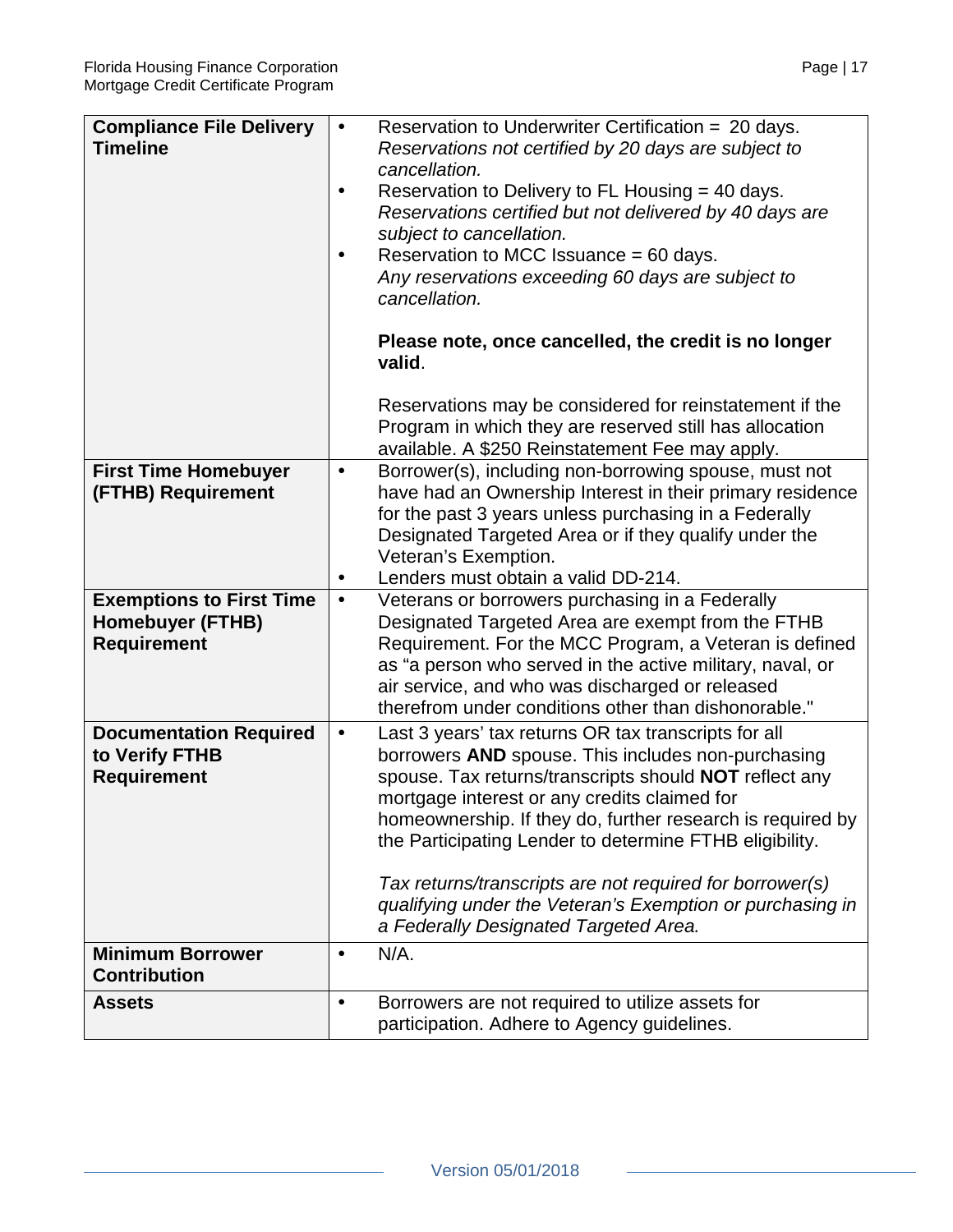| | |
|---|---|
| **Compliance File Delivery Timeline** | • Reservation to Underwriter Certification = 20 days. *Reservations not certified by 20 days are subject to cancellation.*<br>• Reservation to Delivery to FL Housing = 40 days. *Reservations certified but not delivered by 40 days are subject to cancellation.*<br>• Reservation to MCC Issuance = 60 days. *Any reservations exceeding 60 days are subject to cancellation.*<br><br>**Please note, once cancelled, the credit is no longer valid**.<br><br>Reservations may be considered for reinstatement if the Program in which they are reserved still has allocation available. A $250 Reinstatement Fee may apply. |
| **First Time Homebuyer (FTHB) Requirement** | • Borrower(s), including non-borrowing spouse, must not have had an Ownership Interest in their primary residence for the past 3 years unless purchasing in a Federally Designated Targeted Area or if they qualify under the Veteran's Exemption.<br>• Lenders must obtain a valid DD-214. |
| **Exemptions to First Time Homebuyer (FTHB) Requirement** | • Veterans or borrowers purchasing in a Federally Designated Targeted Area are exempt from the FTHB Requirement. For the MCC Program, a Veteran is defined as "a person who served in the active military, naval, or air service, and who was discharged or released therefrom under conditions other than dishonorable." |
| **Documentation Required to Verify FTHB Requirement** | • Last 3 years' tax returns OR tax transcripts for all borrowers **AND** spouse. This includes non-purchasing spouse. Tax returns/transcripts should **NOT** reflect any mortgage interest or any credits claimed for homeownership. If they do, further research is required by the Participating Lender to determine FTHB eligibility.<br><br>*Tax returns/transcripts are not required for borrower(s) qualifying under the Veteran's Exemption or purchasing in a Federally Designated Targeted Area.* |
| **Minimum Borrower Contribution** | • N/A. |
| **Assets** | • Borrowers are not required to utilize assets for participation. Adhere to Agency guidelines. |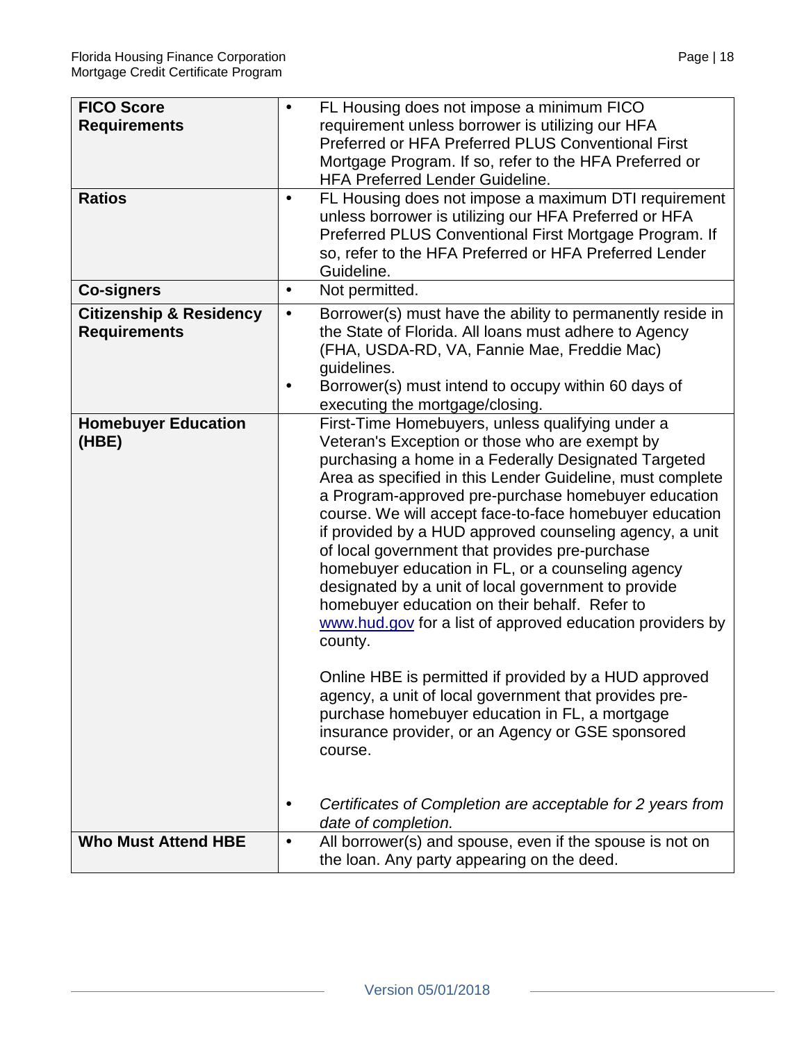| | |
|---|---|
| **FICO Score Requirements** | • FL Housing does not impose a minimum FICO requirement unless borrower is utilizing our HFA Preferred or HFA Preferred PLUS Conventional First Mortgage Program. If so, refer to the HFA Preferred or HFA Preferred Lender Guideline. |
| **Ratios** | • FL Housing does not impose a maximum DTI requirement unless borrower is utilizing our HFA Preferred or HFA Preferred PLUS Conventional First Mortgage Program. If so, refer to the HFA Preferred or HFA Preferred Lender Guideline. |
| **Co-signers** | • Not permitted. |
| **Citizenship & Residency Requirements** | • Borrower(s) must have the ability to permanently reside in the State of Florida. All loans must adhere to Agency (FHA, USDA-RD, VA, Fannie Mae, Freddie Mac) guidelines.<br>• Borrower(s) must intend to occupy within 60 days of executing the mortgage/closing. |
| **Homebuyer Education (HBE)** | First-Time Homebuyers, unless qualifying under a Veteran's Exception or those who are exempt by purchasing a home in a Federally Designated Targeted Area as specified in this Lender Guideline, must complete a Program-approved pre-purchase homebuyer education course. We will accept face-to-face homebuyer education if provided by a HUD approved counseling agency, a unit of local government that provides pre-purchase homebuyer education in FL, or a counseling agency designated by a unit of local government to provide homebuyer education on their behalf. Refer to www.hud.gov for a list of approved education providers by county.<br><br>Online HBE is permitted if provided by a HUD approved agency, a unit of local government that provides pre-purchase homebuyer education in FL, a mortgage insurance provider, or an Agency or GSE sponsored course.<br><br>• *Certificates of Completion are acceptable for 2 years from date of completion.* |
| **Who Must Attend HBE** | • All borrower(s) and spouse, even if the spouse is not on the loan. Any party appearing on the deed. |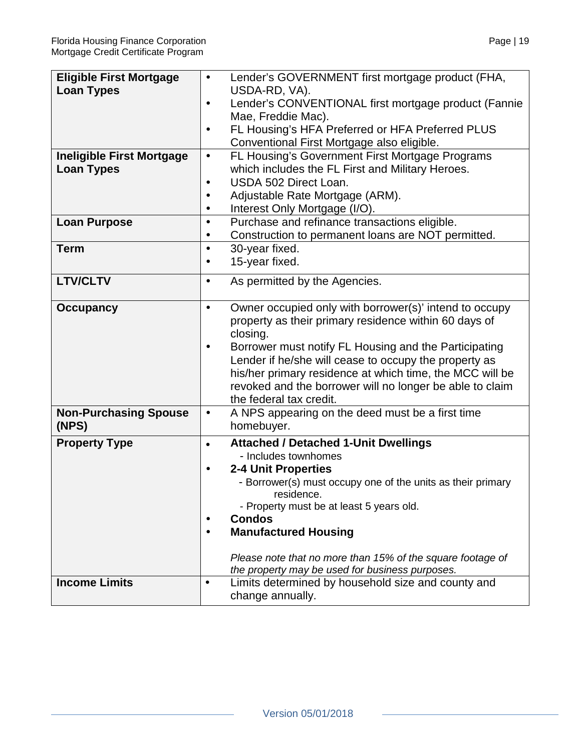| | |
|---|---|
| **Eligible First Mortgage Loan Types** | • Lender's GOVERNMENT first mortgage product (FHA, USDA-RD, VA).<br>• Lender's CONVENTIONAL first mortgage product (Fannie Mae, Freddie Mac).<br>• FL Housing's HFA Preferred or HFA Preferred PLUS Conventional First Mortgage also eligible. |
| **Ineligible First Mortgage Loan Types** | • FL Housing's Government First Mortgage Programs which includes the FL First and Military Heroes.<br>• USDA 502 Direct Loan.<br>• Adjustable Rate Mortgage (ARM).<br>• Interest Only Mortgage (I/O). |
| **Loan Purpose** | • Purchase and refinance transactions eligible.<br>• Construction to permanent loans are NOT permitted. |
| **Term** | • 30-year fixed.<br>• 15-year fixed. |
| **LTV/CLTV** | • As permitted by the Agencies. |
| **Occupancy** | • Owner occupied only with borrower(s)' intend to occupy property as their primary residence within 60 days of closing.<br>• Borrower must notify FL Housing and the Participating Lender if he/she will cease to occupy the property as his/her primary residence at which time, the MCC will be revoked and the borrower will no longer be able to claim the federal tax credit. |
| **Non-Purchasing Spouse (NPS)** | • A NPS appearing on the deed must be a first time homebuyer. |
| **Property Type** | • **Attached / Detached 1-Unit Dwellings**<br>- Includes townhomes<br>• **2-4 Unit Properties**<br>- Borrower(s) must occupy one of the units as their primary residence.<br>- Property must be at least 5 years old.<br>• **Condos**<br>• **Manufactured Housing**<br><br>*Please note that no more than 15% of the square footage of the property may be used for business purposes.* |
| **Income Limits** | • Limits determined by household size and county and change annually. |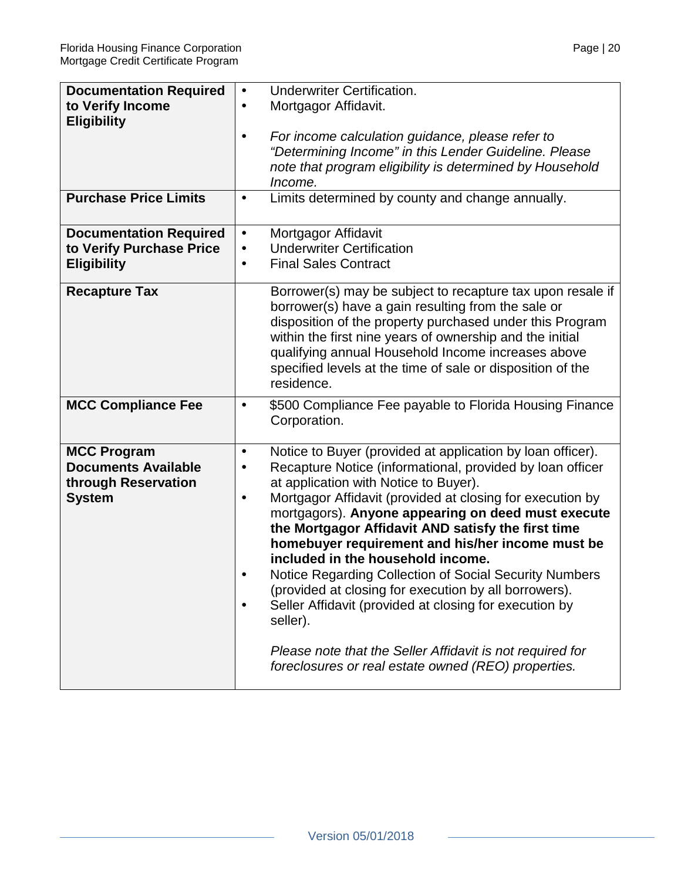| | |
|---|---|
| **Documentation Required to Verify Income Eligibility** | • Underwriter Certification.<br>• Mortgagor Affidavit.<br><br>• *For income calculation guidance, please refer to "Determining Income" in this Lender Guideline. Please note that program eligibility is determined by Household Income.* |
| **Purchase Price Limits** | • Limits determined by county and change annually. |
| **Documentation Required to Verify Purchase Price Eligibility** | • Mortgagor Affidavit<br>• Underwriter Certification<br>• Final Sales Contract |
| **Recapture Tax** | Borrower(s) may be subject to recapture tax upon resale if borrower(s) have a gain resulting from the sale or disposition of the property purchased under this Program within the first nine years of ownership and the initial qualifying annual Household Income increases above specified levels at the time of sale or disposition of the residence. |
| **MCC Compliance Fee** | • $500 Compliance Fee payable to Florida Housing Finance Corporation. |
| **MCC Program Documents Available through Reservation System** | • Notice to Buyer (provided at application by loan officer).<br>• Recapture Notice (informational, provided by loan officer at application with Notice to Buyer).<br>• Mortgagor Affidavit (provided at closing for execution by mortgagors). **Anyone appearing on deed must execute the Mortgagor Affidavit AND satisfy the first time homebuyer requirement and his/her income must be included in the household income.**<br>• Notice Regarding Collection of Social Security Numbers (provided at closing for execution by all borrowers).<br>• Seller Affidavit (provided at closing for execution by seller).<br><br>*Please note that the Seller Affidavit is not required for foreclosures or real estate owned (REO) properties.* |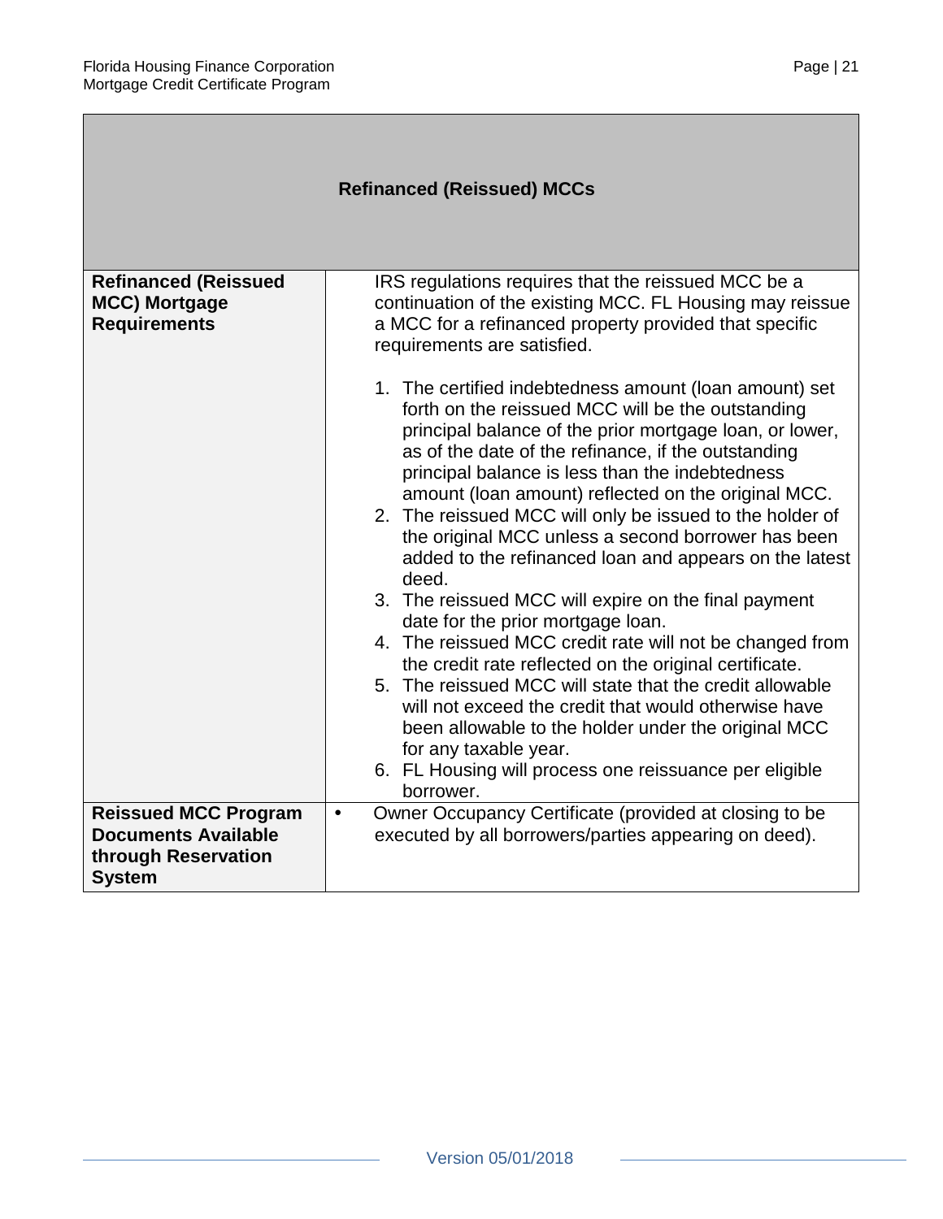## Refinanced (Reissued) MCCs

| | |
|---|---|
| **Refinanced (Reissued MCC) Mortgage Requirements** | IRS regulations requires that the reissued MCC be a continuation of the existing MCC. FL Housing may reissue a MCC for a refinanced property provided that specific requirements are satisfied.<br><br>1. The certified indebtedness amount (loan amount) set forth on the reissued MCC will be the outstanding principal balance of the prior mortgage loan, or lower, as of the date of the refinance, if the outstanding principal balance is less than the indebtedness amount (loan amount) reflected on the original MCC.<br>2. The reissued MCC will only be issued to the holder of the original MCC unless a second borrower has been added to the refinanced loan and appears on the latest deed.<br>3. The reissued MCC will expire on the final payment date for the prior mortgage loan.<br>4. The reissued MCC credit rate will not be changed from the credit rate reflected on the original certificate.<br>5. The reissued MCC will state that the credit allowable will not exceed the credit that would otherwise have been allowable to the holder under the original MCC for any taxable year.<br>6. FL Housing will process one reissuance per eligible borrower. |
| **Reissued MCC Program Documents Available through Reservation System** | • Owner Occupancy Certificate (provided at closing to be executed by all borrowers/parties appearing on deed). |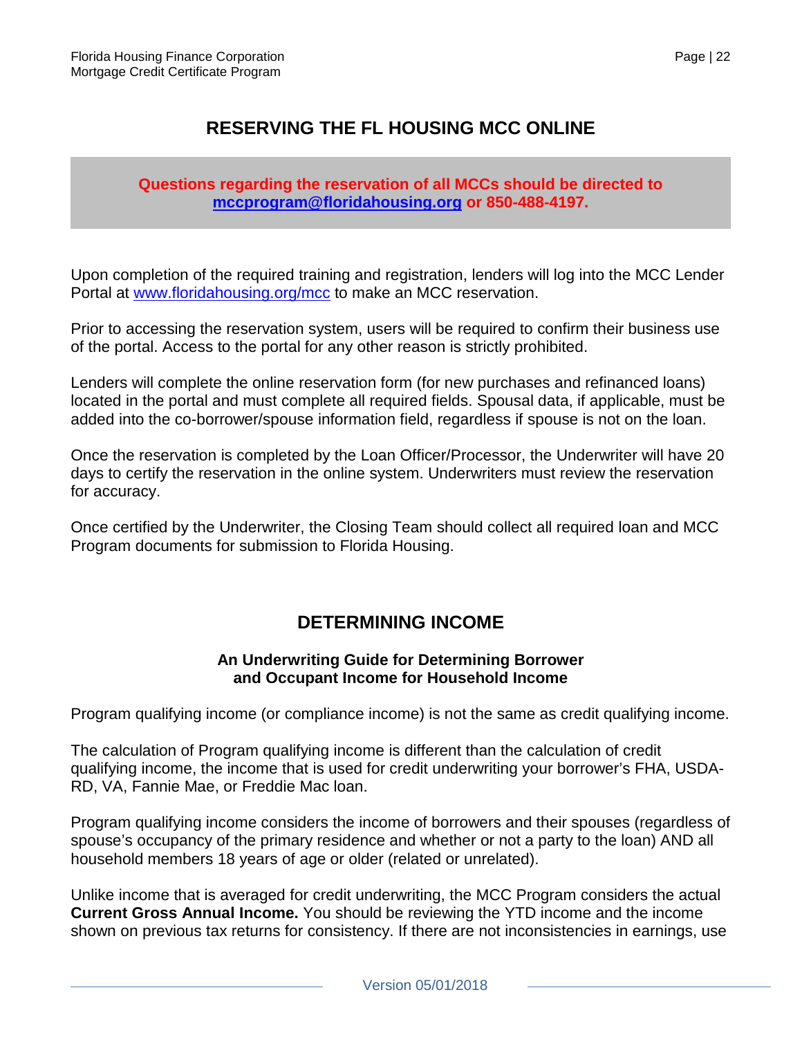## RESERVING THE FL HOUSING MCC ONLINE

**Questions regarding the reservation of all MCCs should be directed to [mccprogram@floridahousing.org](mailto:mccprogram@floridahousing.org) or 850-488-4197.**

Upon completion of the required training and registration, lenders will log into the MCC Lender Portal at [www.floridahousing.org/mcc](http://www.floridahousing.org/mcc) to make an MCC reservation.

Prior to accessing the reservation system, users will be required to confirm their business use of the portal. Access to the portal for any other reason is strictly prohibited.

Lenders will complete the online reservation form (for new purchases and refinanced loans) located in the portal and must complete all required fields. Spousal data, if applicable, must be added into the co-borrower/spouse information field, regardless if spouse is not on the loan.

Once the reservation is completed by the Loan Officer/Processor, the Underwriter will have 20 days to certify the reservation in the online system. Underwriters must review the reservation for accuracy.

Once certified by the Underwriter, the Closing Team should collect all required loan and MCC Program documents for submission to Florida Housing.

## DETERMINING INCOME

### An Underwriting Guide for Determining Borrower and Occupant Income for Household Income

Program qualifying income (or compliance income) is not the same as credit qualifying income.

The calculation of Program qualifying income is different than the calculation of credit qualifying income, the income that is used for credit underwriting your borrower's FHA, USDA-RD, VA, Fannie Mae, or Freddie Mac loan.

Program qualifying income considers the income of borrowers and their spouses (regardless of spouse's occupancy of the primary residence and whether or not a party to the loan) AND all household members 18 years of age or older (related or unrelated).

Unlike income that is averaged for credit underwriting, the MCC Program considers the actual **Current Gross Annual Income.** You should be reviewing the YTD income and the income shown on previous tax returns for consistency. If there are not inconsistencies in earnings, use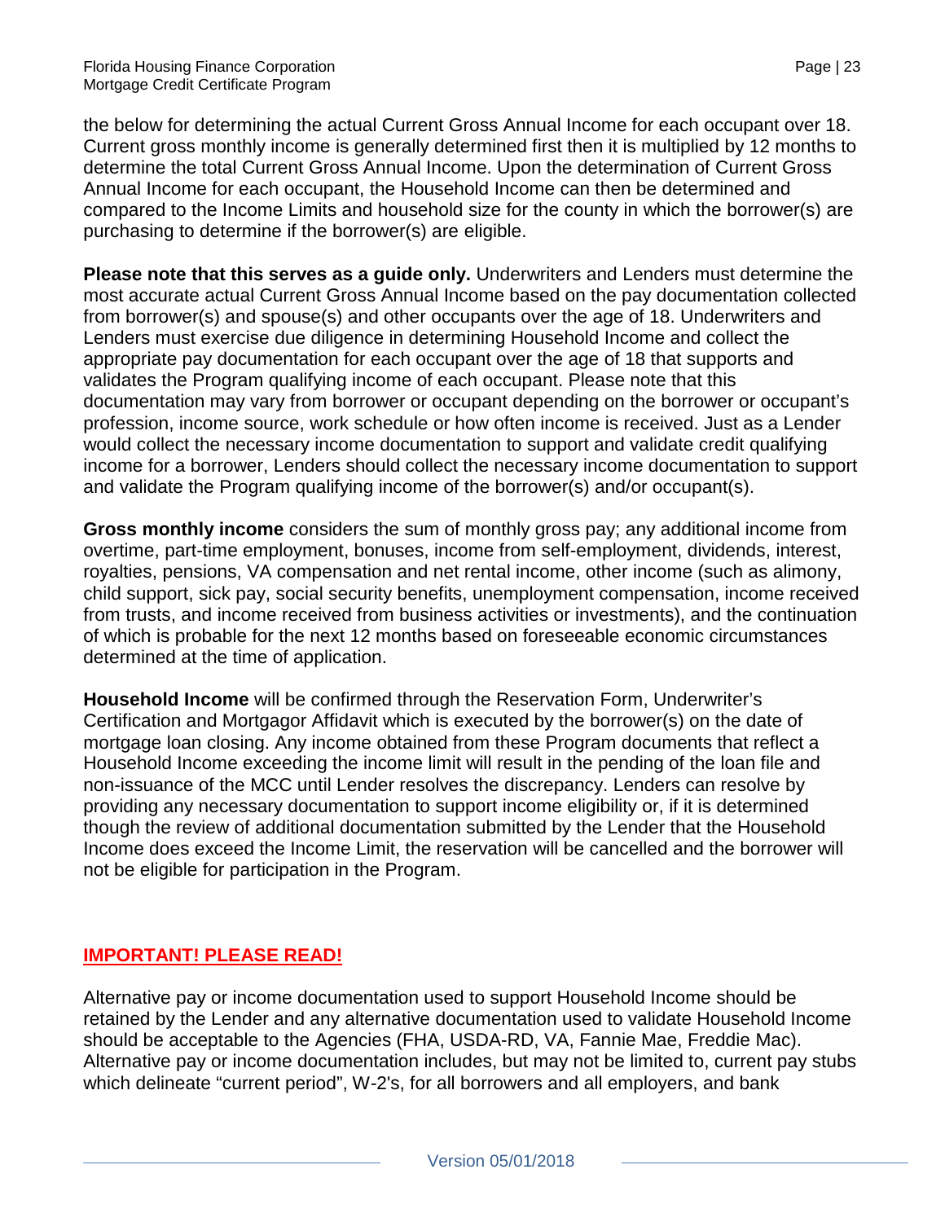the below for determining the actual Current Gross Annual Income for each occupant over 18. Current gross monthly income is generally determined first then it is multiplied by 12 months to determine the total Current Gross Annual Income. Upon the determination of Current Gross Annual Income for each occupant, the Household Income can then be determined and compared to the Income Limits and household size for the county in which the borrower(s) are purchasing to determine if the borrower(s) are eligible.

**Please note that this serves as a guide only.** Underwriters and Lenders must determine the most accurate actual Current Gross Annual Income based on the pay documentation collected from borrower(s) and spouse(s) and other occupants over the age of 18. Underwriters and Lenders must exercise due diligence in determining Household Income and collect the appropriate pay documentation for each occupant over the age of 18 that supports and validates the Program qualifying income of each occupant. Please note that this documentation may vary from borrower or occupant depending on the borrower or occupant's profession, income source, work schedule or how often income is received. Just as a Lender would collect the necessary income documentation to support and validate credit qualifying income for a borrower, Lenders should collect the necessary income documentation to support and validate the Program qualifying income of the borrower(s) and/or occupant(s).

**Gross monthly income** considers the sum of monthly gross pay; any additional income from overtime, part-time employment, bonuses, income from self-employment, dividends, interest, royalties, pensions, VA compensation and net rental income, other income (such as alimony, child support, sick pay, social security benefits, unemployment compensation, income received from trusts, and income received from business activities or investments), and the continuation of which is probable for the next 12 months based on foreseeable economic circumstances determined at the time of application.

**Household Income** will be confirmed through the Reservation Form, Underwriter's Certification and Mortgagor Affidavit which is executed by the borrower(s) on the date of mortgage loan closing. Any income obtained from these Program documents that reflect a Household Income exceeding the income limit will result in the pending of the loan file and non-issuance of the MCC until Lender resolves the discrepancy. Lenders can resolve by providing any necessary documentation to support income eligibility or, if it is determined though the review of additional documentation submitted by the Lender that the Household Income does exceed the Income Limit, the reservation will be cancelled and the borrower will not be eligible for participation in the Program.

**IMPORTANT! PLEASE READ!**

Alternative pay or income documentation used to support Household Income should be retained by the Lender and any alternative documentation used to validate Household Income should be acceptable to the Agencies (FHA, USDA-RD, VA, Fannie Mae, Freddie Mac). Alternative pay or income documentation includes, but may not be limited to, current pay stubs which delineate "current period", W-2's, for all borrowers and all employers, and bank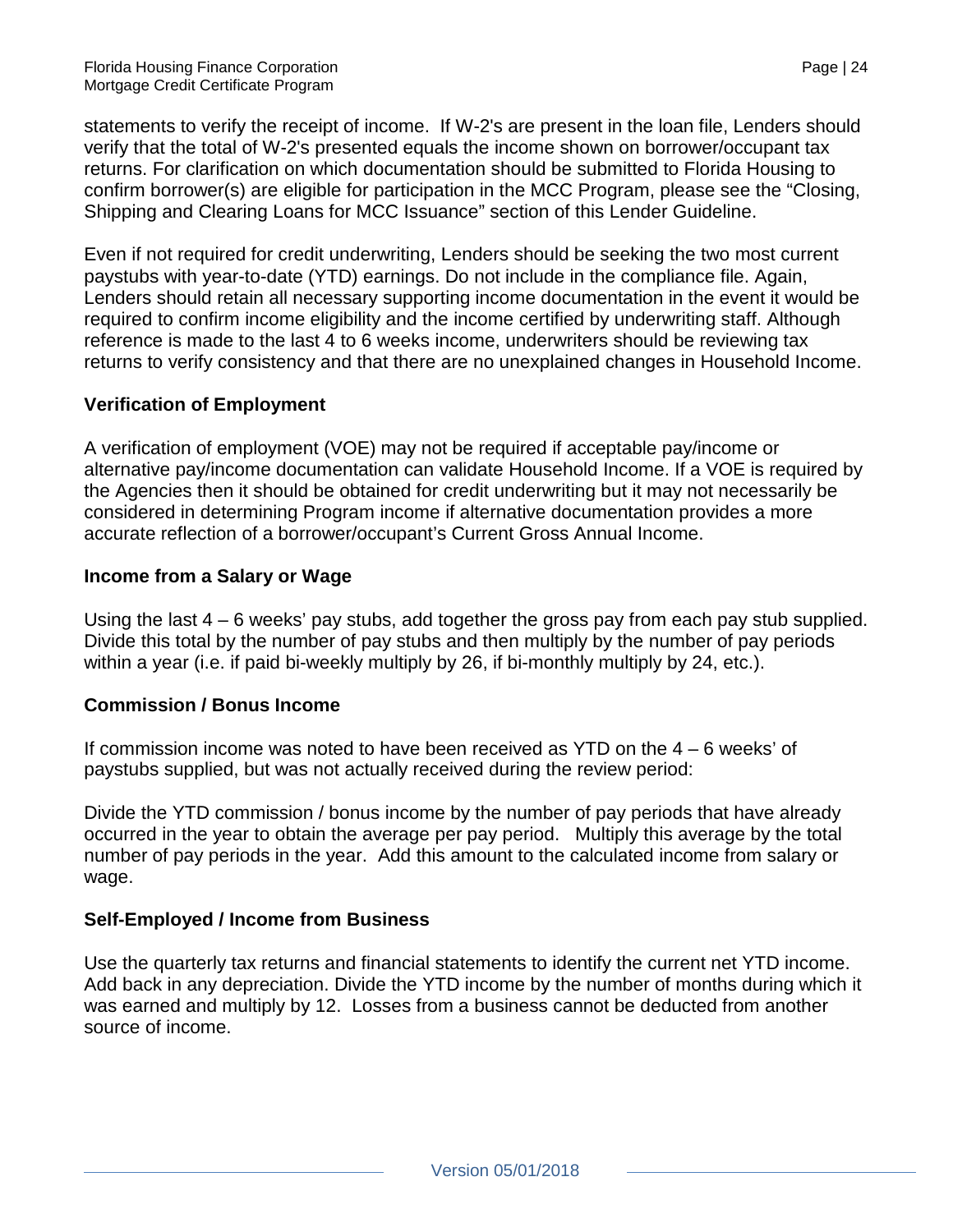statements to verify the receipt of income. If W-2's are present in the loan file, Lenders should verify that the total of W-2's presented equals the income shown on borrower/occupant tax returns. For clarification on which documentation should be submitted to Florida Housing to confirm borrower(s) are eligible for participation in the MCC Program, please see the "Closing, Shipping and Clearing Loans for MCC Issuance" section of this Lender Guideline.

Even if not required for credit underwriting, Lenders should be seeking the two most current paystubs with year-to-date (YTD) earnings. Do not include in the compliance file. Again, Lenders should retain all necessary supporting income documentation in the event it would be required to confirm income eligibility and the income certified by underwriting staff. Although reference is made to the last 4 to 6 weeks income, underwriters should be reviewing tax returns to verify consistency and that there are no unexplained changes in Household Income.

### Verification of Employment

A verification of employment (VOE) may not be required if acceptable pay/income or alternative pay/income documentation can validate Household Income. If a VOE is required by the Agencies then it should be obtained for credit underwriting but it may not necessarily be considered in determining Program income if alternative documentation provides a more accurate reflection of a borrower/occupant's Current Gross Annual Income.

### Income from a Salary or Wage

Using the last 4 – 6 weeks' pay stubs, add together the gross pay from each pay stub supplied. Divide this total by the number of pay stubs and then multiply by the number of pay periods within a year (i.e. if paid bi-weekly multiply by 26, if bi-monthly multiply by 24, etc.).

### Commission / Bonus Income

If commission income was noted to have been received as YTD on the 4 – 6 weeks' of paystubs supplied, but was not actually received during the review period:

Divide the YTD commission / bonus income by the number of pay periods that have already occurred in the year to obtain the average per pay period. Multiply this average by the total number of pay periods in the year. Add this amount to the calculated income from salary or wage.

### Self-Employed / Income from Business

Use the quarterly tax returns and financial statements to identify the current net YTD income. Add back in any depreciation. Divide the YTD income by the number of months during which it was earned and multiply by 12. Losses from a business cannot be deducted from another source of income.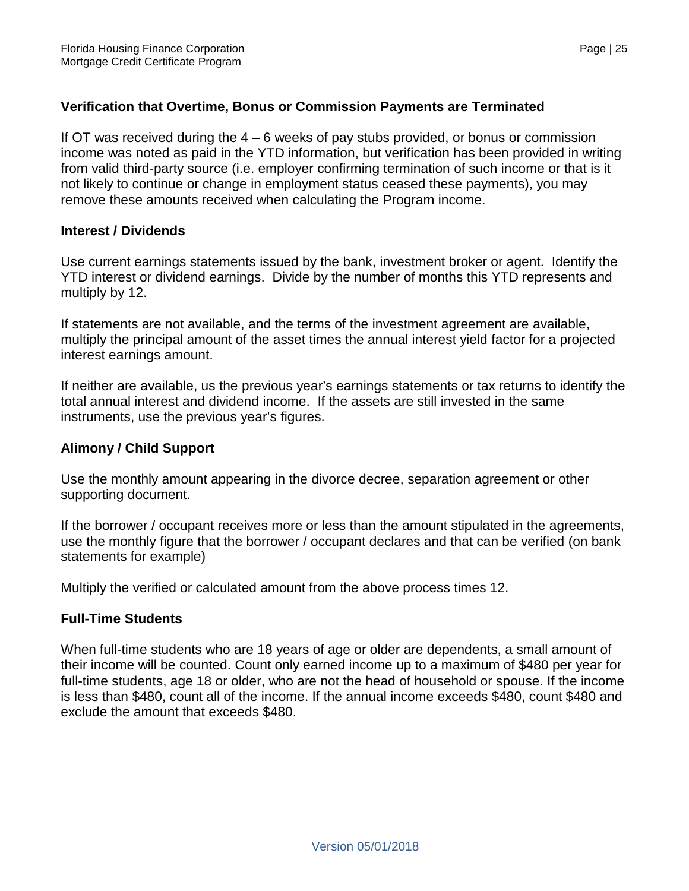### Verification that Overtime, Bonus or Commission Payments are Terminated

If OT was received during the 4 – 6 weeks of pay stubs provided, or bonus or commission income was noted as paid in the YTD information, but verification has been provided in writing from valid third-party source (i.e. employer confirming termination of such income or that is it not likely to continue or change in employment status ceased these payments), you may remove these amounts received when calculating the Program income.

### Interest / Dividends

Use current earnings statements issued by the bank, investment broker or agent. Identify the YTD interest or dividend earnings. Divide by the number of months this YTD represents and multiply by 12.

If statements are not available, and the terms of the investment agreement are available, multiply the principal amount of the asset times the annual interest yield factor for a projected interest earnings amount.

If neither are available, us the previous year's earnings statements or tax returns to identify the total annual interest and dividend income. If the assets are still invested in the same instruments, use the previous year's figures.

### Alimony / Child Support

Use the monthly amount appearing in the divorce decree, separation agreement or other supporting document.

If the borrower / occupant receives more or less than the amount stipulated in the agreements, use the monthly figure that the borrower / occupant declares and that can be verified (on bank statements for example)

Multiply the verified or calculated amount from the above process times 12.

### Full-Time Students

When full-time students who are 18 years of age or older are dependents, a small amount of their income will be counted. Count only earned income up to a maximum of $480 per year for full-time students, age 18 or older, who are not the head of household or spouse. If the income is less than $480, count all of the income. If the annual income exceeds $480, count $480 and exclude the amount that exceeds $480.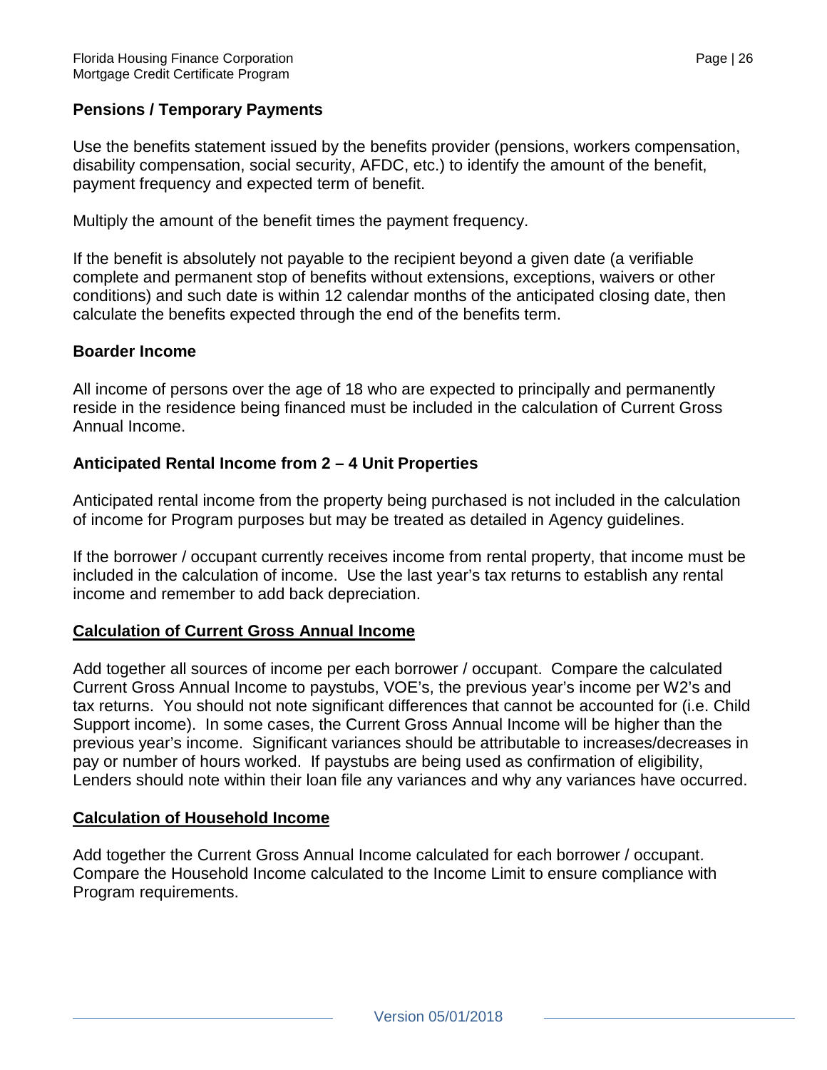### Pensions / Temporary Payments

Use the benefits statement issued by the benefits provider (pensions, workers compensation, disability compensation, social security, AFDC, etc.) to identify the amount of the benefit, payment frequency and expected term of benefit.

Multiply the amount of the benefit times the payment frequency.

If the benefit is absolutely not payable to the recipient beyond a given date (a verifiable complete and permanent stop of benefits without extensions, exceptions, waivers or other conditions) and such date is within 12 calendar months of the anticipated closing date, then calculate the benefits expected through the end of the benefits term.

### Boarder Income

All income of persons over the age of 18 who are expected to principally and permanently reside in the residence being financed must be included in the calculation of Current Gross Annual Income.

### Anticipated Rental Income from 2 – 4 Unit Properties

Anticipated rental income from the property being purchased is not included in the calculation of income for Program purposes but may be treated as detailed in Agency guidelines.

If the borrower / occupant currently receives income from rental property, that income must be included in the calculation of income. Use the last year's tax returns to establish any rental income and remember to add back depreciation.

### Calculation of Current Gross Annual Income

Add together all sources of income per each borrower / occupant. Compare the calculated Current Gross Annual Income to paystubs, VOE's, the previous year's income per W2's and tax returns. You should not note significant differences that cannot be accounted for (i.e. Child Support income). In some cases, the Current Gross Annual Income will be higher than the previous year's income. Significant variances should be attributable to increases/decreases in pay or number of hours worked. If paystubs are being used as confirmation of eligibility, Lenders should note within their loan file any variances and why any variances have occurred.

### Calculation of Household Income

Add together the Current Gross Annual Income calculated for each borrower / occupant. Compare the Household Income calculated to the Income Limit to ensure compliance with Program requirements.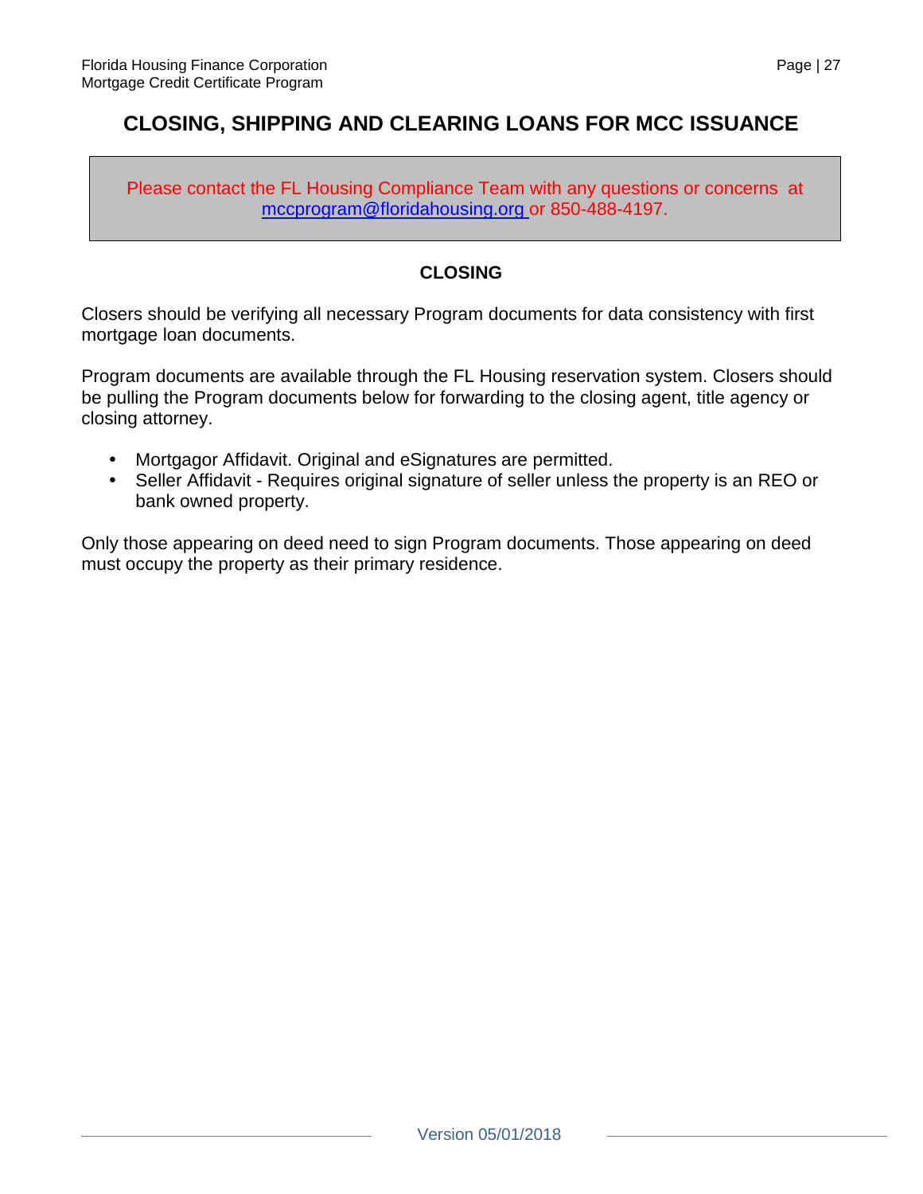# CLOSING, SHIPPING AND CLEARING LOANS FOR MCC ISSUANCE

Please contact the FL Housing Compliance Team with any questions or concerns at [mccprogram@floridahousing.org](mailto:mccprogram@floridahousing.org) or 850-488-4197.

## CLOSING

Closers should be verifying all necessary Program documents for data consistency with first mortgage loan documents.

Program documents are available through the FL Housing reservation system. Closers should be pulling the Program documents below for forwarding to the closing agent, title agency or closing attorney.

- Mortgagor Affidavit. Original and eSignatures are permitted.
- Seller Affidavit - Requires original signature of seller unless the property is an REO or bank owned property.

Only those appearing on deed need to sign Program documents. Those appearing on deed must occupy the property as their primary residence.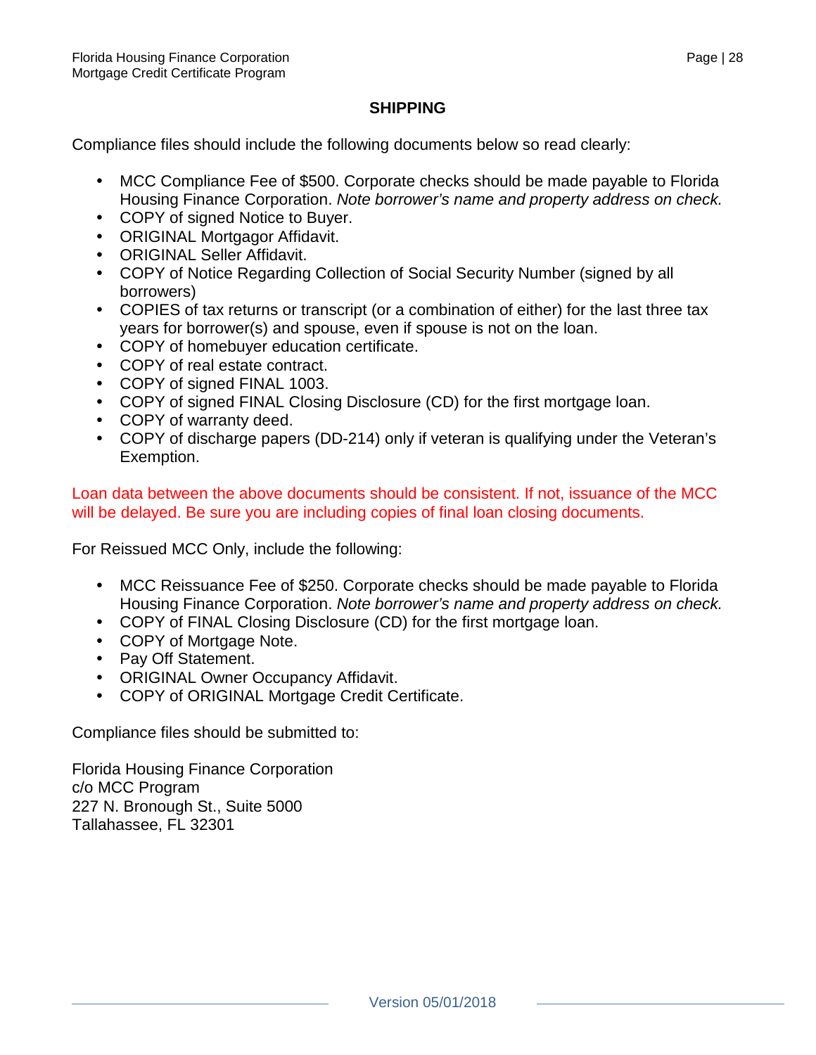## SHIPPING

Compliance files should include the following documents below so read clearly:

- MCC Compliance Fee of $500. Corporate checks should be made payable to Florida Housing Finance Corporation. *Note borrower's name and property address on check.*
- COPY of signed Notice to Buyer.
- ORIGINAL Mortgagor Affidavit.
- ORIGINAL Seller Affidavit.
- COPY of Notice Regarding Collection of Social Security Number (signed by all borrowers)
- COPIES of tax returns or transcript (or a combination of either) for the last three tax years for borrower(s) and spouse, even if spouse is not on the loan.
- COPY of homebuyer education certificate.
- COPY of real estate contract.
- COPY of signed FINAL 1003.
- COPY of signed FINAL Closing Disclosure (CD) for the first mortgage loan.
- COPY of warranty deed.
- COPY of discharge papers (DD-214) only if veteran is qualifying under the Veteran's Exemption.

Loan data between the above documents should be consistent. If not, issuance of the MCC will be delayed. Be sure you are including copies of final loan closing documents.

For Reissued MCC Only, include the following:

- MCC Reissuance Fee of $250. Corporate checks should be made payable to Florida Housing Finance Corporation. *Note borrower's name and property address on check.*
- COPY of FINAL Closing Disclosure (CD) for the first mortgage loan.
- COPY of Mortgage Note.
- Pay Off Statement.
- ORIGINAL Owner Occupancy Affidavit.
- COPY of ORIGINAL Mortgage Credit Certificate.

Compliance files should be submitted to:

Florida Housing Finance Corporation
c/o MCC Program
227 N. Bronough St., Suite 5000
Tallahassee, FL 32301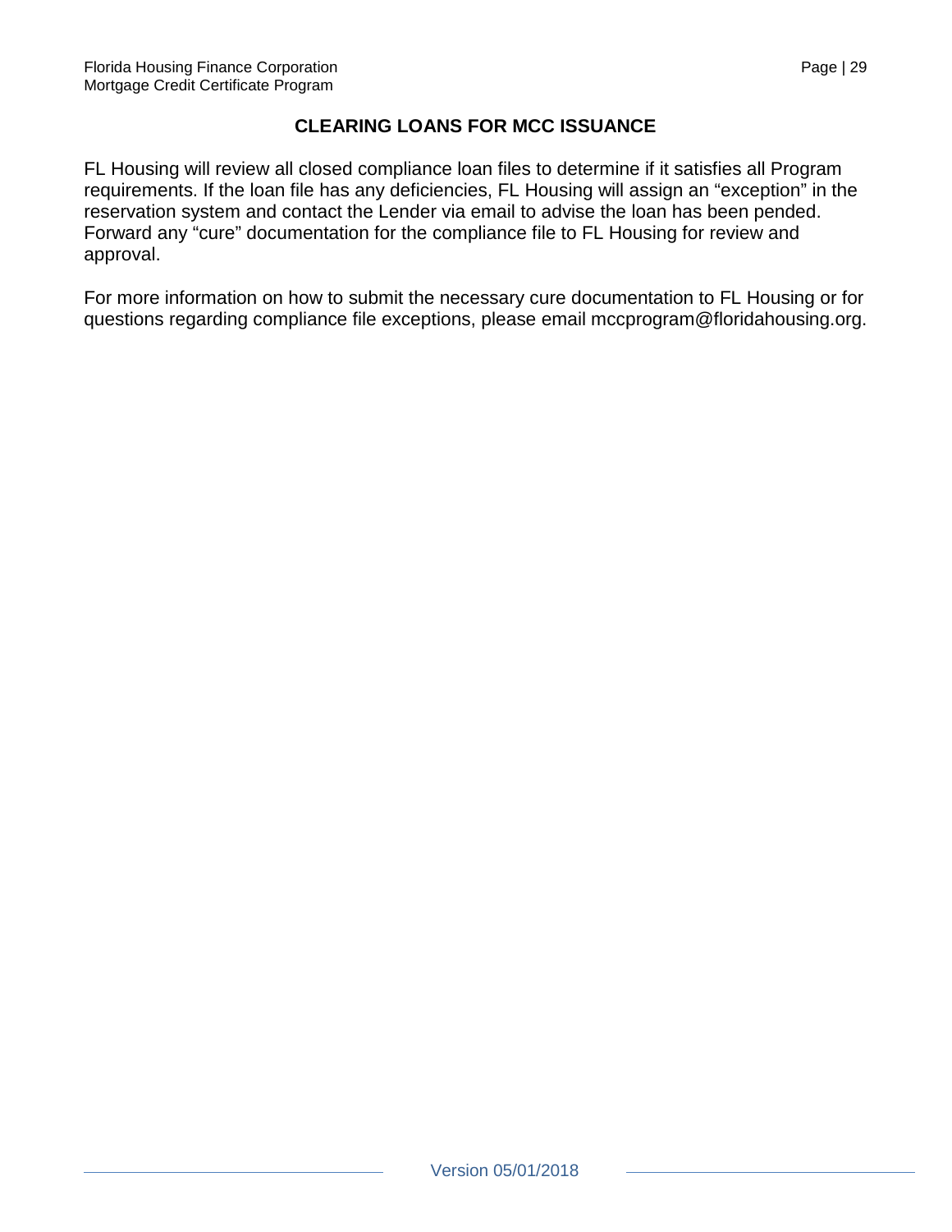## CLEARING LOANS FOR MCC ISSUANCE

FL Housing will review all closed compliance loan files to determine if it satisfies all Program requirements. If the loan file has any deficiencies, FL Housing will assign an "exception" in the reservation system and contact the Lender via email to advise the loan has been pended. Forward any "cure" documentation for the compliance file to FL Housing for review and approval.

For more information on how to submit the necessary cure documentation to FL Housing or for questions regarding compliance file exceptions, please email mccprogram@floridahousing.org.